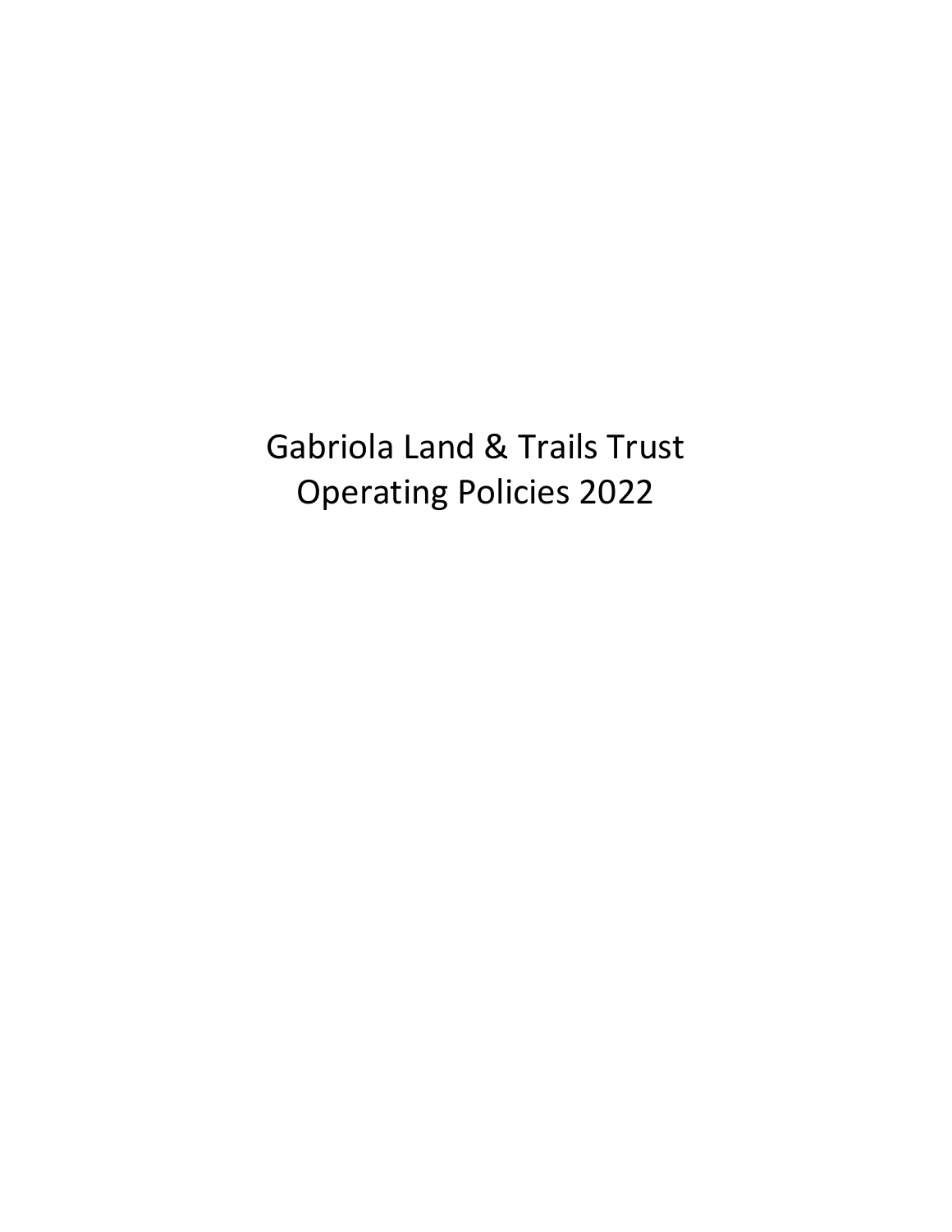# Gabriola Land & Trails Trust
# Operating Policies 2022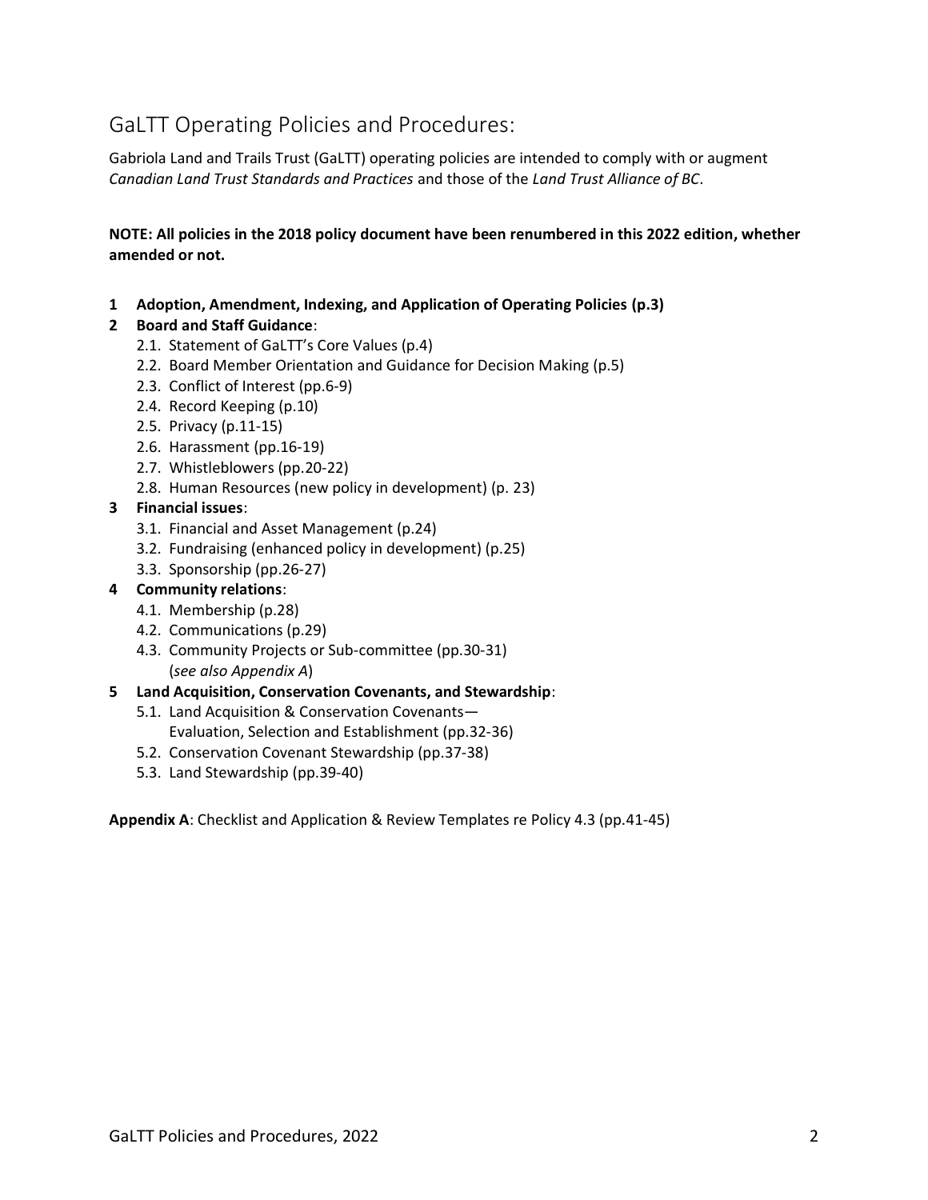# GaLTT Operating Policies and Procedures:

Gabriola Land and Trails Trust (GaLTT) operating policies are intended to comply with or augment *Canadian Land Trust Standards and Practices* and those of the *Land Trust Alliance of BC*.

**NOTE: All policies in the 2018 policy document have been renumbered in this 2022 edition, whether amended or not.**

1. **Adoption, Amendment, Indexing, and Application of Operating Policies (p.3)**
2. **Board and Staff Guidance**:
    - 2.1. Statement of GaLTT's Core Values (p.4)
    - 2.2. Board Member Orientation and Guidance for Decision Making (p.5)
    - 2.3. Conflict of Interest (pp.6-9)
    - 2.4. Record Keeping (p.10)
    - 2.5. Privacy (p.11-15)
    - 2.6. Harassment (pp.16-19)
    - 2.7. Whistleblowers (pp.20-22)
    - 2.8. Human Resources (new policy in development) (p. 23)
3. **Financial issues**:
    - 3.1. Financial and Asset Management (p.24)
    - 3.2. Fundraising (enhanced policy in development) (p.25)
    - 3.3. Sponsorship (pp.26-27)
4. **Community relations**:
    - 4.1. Membership (p.28)
    - 4.2. Communications (p.29)
    - 4.3. Community Projects or Sub-committee (pp.30-31) (*see also Appendix A*)
5. **Land Acquisition, Conservation Covenants, and Stewardship**:
    - 5.1. Land Acquisition & Conservation Covenants— Evaluation, Selection and Establishment (pp.32-36)
    - 5.2. Conservation Covenant Stewardship (pp.37-38)
    - 5.3. Land Stewardship (pp.39-40)

**Appendix A**: Checklist and Application & Review Templates re Policy 4.3 (pp.41-45)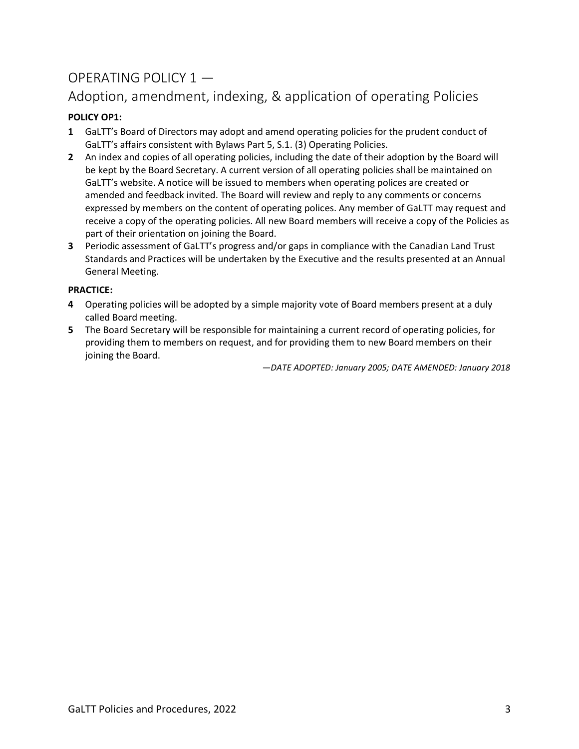## OPERATING POLICY 1 —
## Adoption, amendment, indexing, & application of operating Policies

**POLICY OP1:**

**1** GaLTT's Board of Directors may adopt and amend operating policies for the prudent conduct of GaLTT's affairs consistent with Bylaws Part 5, S.1. (3) Operating Policies.

**2** An index and copies of all operating policies, including the date of their adoption by the Board will be kept by the Board Secretary. A current version of all operating policies shall be maintained on GaLTT's website. A notice will be issued to members when operating polices are created or amended and feedback invited. The Board will review and reply to any comments or concerns expressed by members on the content of operating polices. Any member of GaLTT may request and receive a copy of the operating policies. All new Board members will receive a copy of the Policies as part of their orientation on joining the Board.

**3** Periodic assessment of GaLTT's progress and/or gaps in compliance with the Canadian Land Trust Standards and Practices will be undertaken by the Executive and the results presented at an Annual General Meeting.

**PRACTICE:**

**4** Operating policies will be adopted by a simple majority vote of Board members present at a duly called Board meeting.

**5** The Board Secretary will be responsible for maintaining a current record of operating policies, for providing them to members on request, and for providing them to new Board members on their joining the Board.

*—DATE ADOPTED: January 2005; DATE AMENDED: January 2018*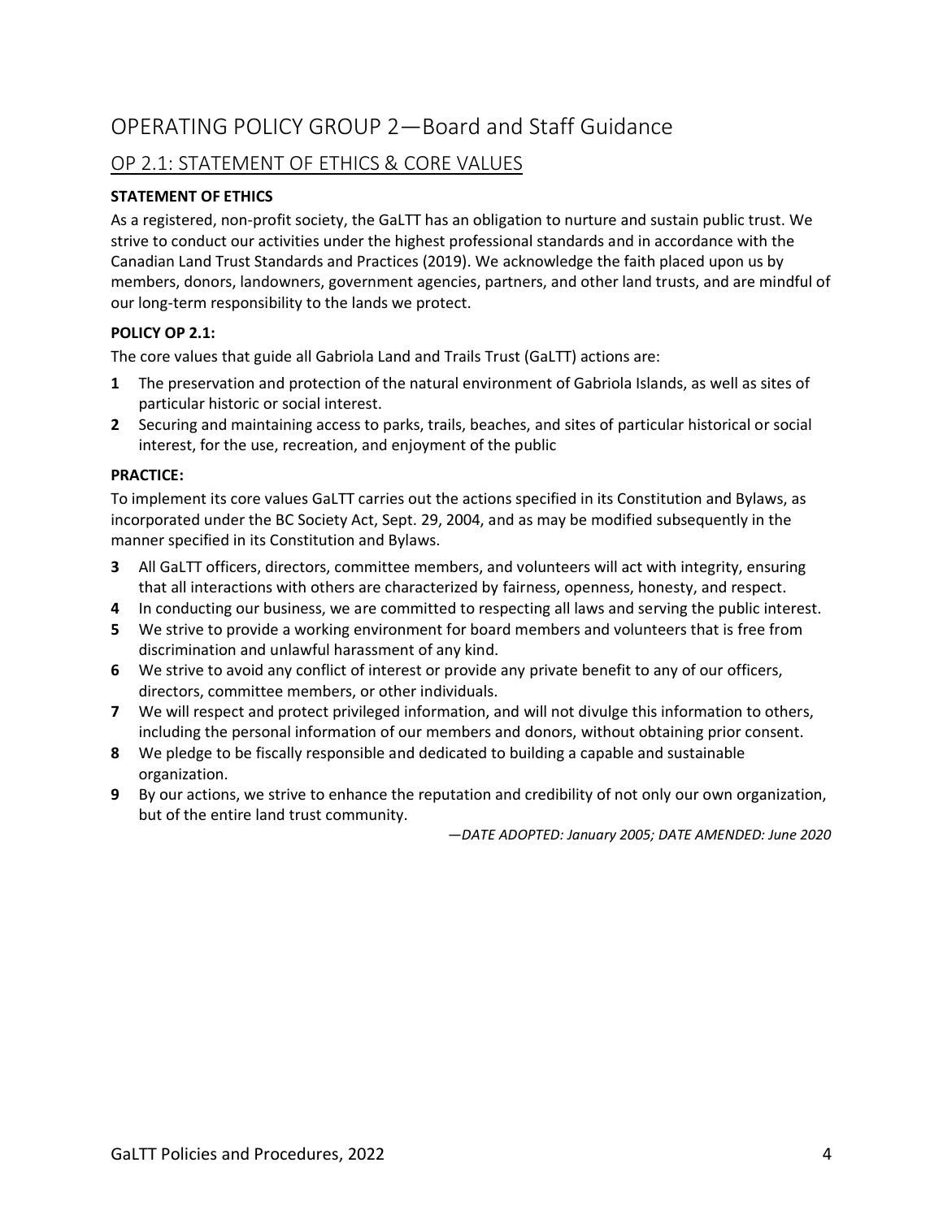# OPERATING POLICY GROUP 2—Board and Staff Guidance

## OP 2.1: STATEMENT OF ETHICS & CORE VALUES

**STATEMENT OF ETHICS**

As a registered, non-profit society, the GaLTT has an obligation to nurture and sustain public trust. We strive to conduct our activities under the highest professional standards and in accordance with the Canadian Land Trust Standards and Practices (2019). We acknowledge the faith placed upon us by members, donors, landowners, government agencies, partners, and other land trusts, and are mindful of our long-term responsibility to the lands we protect.

**POLICY OP 2.1:**

The core values that guide all Gabriola Land and Trails Trust (GaLTT) actions are:

**1** The preservation and protection of the natural environment of Gabriola Islands, as well as sites of particular historic or social interest.

**2** Securing and maintaining access to parks, trails, beaches, and sites of particular historical or social interest, for the use, recreation, and enjoyment of the public

**PRACTICE:**

To implement its core values GaLTT carries out the actions specified in its Constitution and Bylaws, as incorporated under the BC Society Act, Sept. 29, 2004, and as may be modified subsequently in the manner specified in its Constitution and Bylaws.

**3** All GaLTT officers, directors, committee members, and volunteers will act with integrity, ensuring that all interactions with others are characterized by fairness, openness, honesty, and respect.

**4** In conducting our business, we are committed to respecting all laws and serving the public interest.

**5** We strive to provide a working environment for board members and volunteers that is free from discrimination and unlawful harassment of any kind.

**6** We strive to avoid any conflict of interest or provide any private benefit to any of our officers, directors, committee members, or other individuals.

**7** We will respect and protect privileged information, and will not divulge this information to others, including the personal information of our members and donors, without obtaining prior consent.

**8** We pledge to be fiscally responsible and dedicated to building a capable and sustainable organization.

**9** By our actions, we strive to enhance the reputation and credibility of not only our own organization, but of the entire land trust community.

*—DATE ADOPTED: January 2005; DATE AMENDED: June 2020*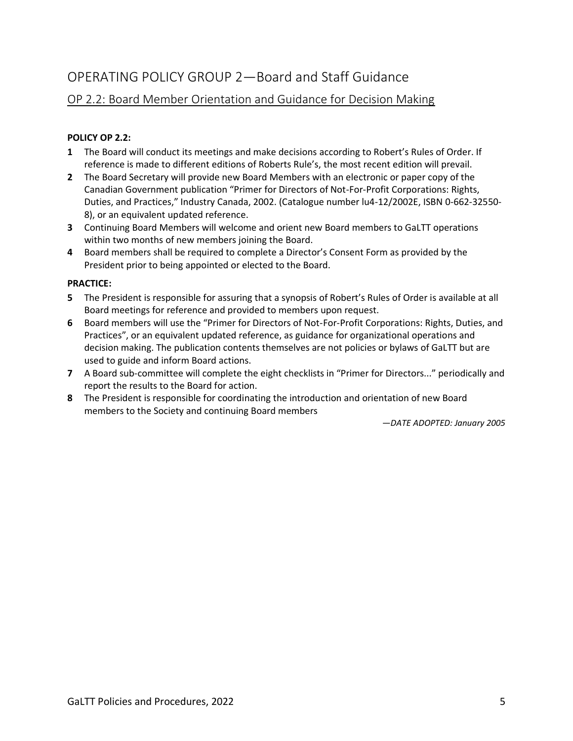# OPERATING POLICY GROUP 2—Board and Staff Guidance

## OP 2.2: Board Member Orientation and Guidance for Decision Making

**POLICY OP 2.2:**

**1** The Board will conduct its meetings and make decisions according to Robert's Rules of Order. If reference is made to different editions of Roberts Rule's, the most recent edition will prevail.

**2** The Board Secretary will provide new Board Members with an electronic or paper copy of the Canadian Government publication "Primer for Directors of Not-For-Profit Corporations: Rights, Duties, and Practices," Industry Canada, 2002. (Catalogue number lu4-12/2002E, ISBN 0-662-32550-8), or an equivalent updated reference.

**3** Continuing Board Members will welcome and orient new Board members to GaLTT operations within two months of new members joining the Board.

**4** Board members shall be required to complete a Director's Consent Form as provided by the President prior to being appointed or elected to the Board.

**PRACTICE:**

**5** The President is responsible for assuring that a synopsis of Robert's Rules of Order is available at all Board meetings for reference and provided to members upon request.

**6** Board members will use the "Primer for Directors of Not-For-Profit Corporations: Rights, Duties, and Practices", or an equivalent updated reference, as guidance for organizational operations and decision making. The publication contents themselves are not policies or bylaws of GaLTT but are used to guide and inform Board actions.

**7** A Board sub-committee will complete the eight checklists in "Primer for Directors..." periodically and report the results to the Board for action.

**8** The President is responsible for coordinating the introduction and orientation of new Board members to the Society and continuing Board members

*—DATE ADOPTED: January 2005*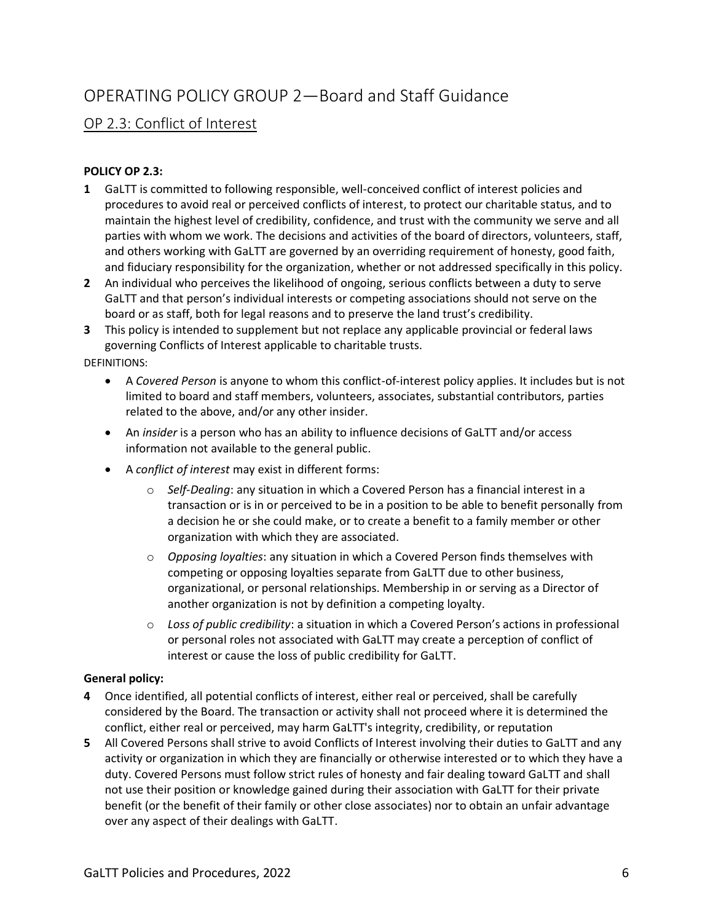# OPERATING POLICY GROUP 2—Board and Staff Guidance

## OP 2.3: Conflict of Interest

**POLICY OP 2.3:**

**1** GaLTT is committed to following responsible, well-conceived conflict of interest policies and procedures to avoid real or perceived conflicts of interest, to protect our charitable status, and to maintain the highest level of credibility, confidence, and trust with the community we serve and all parties with whom we work. The decisions and activities of the board of directors, volunteers, staff, and others working with GaLTT are governed by an overriding requirement of honesty, good faith, and fiduciary responsibility for the organization, whether or not addressed specifically in this policy.

**2** An individual who perceives the likelihood of ongoing, serious conflicts between a duty to serve GaLTT and that person's individual interests or competing associations should not serve on the board or as staff, both for legal reasons and to preserve the land trust's credibility.

**3** This policy is intended to supplement but not replace any applicable provincial or federal laws governing Conflicts of Interest applicable to charitable trusts.

DEFINITIONS:

- A *Covered Person* is anyone to whom this conflict-of-interest policy applies. It includes but is not limited to board and staff members, volunteers, associates, substantial contributors, parties related to the above, and/or any other insider.
- An *insider* is a person who has an ability to influence decisions of GaLTT and/or access information not available to the general public.
- A *conflict of interest* may exist in different forms:
  - *Self-Dealing*: any situation in which a Covered Person has a financial interest in a transaction or is in or perceived to be in a position to be able to benefit personally from a decision he or she could make, or to create a benefit to a family member or other organization with which they are associated.
  - *Opposing loyalties*: any situation in which a Covered Person finds themselves with competing or opposing loyalties separate from GaLTT due to other business, organizational, or personal relationships. Membership in or serving as a Director of another organization is not by definition a competing loyalty.
  - *Loss of public credibility*: a situation in which a Covered Person's actions in professional or personal roles not associated with GaLTT may create a perception of conflict of interest or cause the loss of public credibility for GaLTT.

**General policy:**

**4** Once identified, all potential conflicts of interest, either real or perceived, shall be carefully considered by the Board. The transaction or activity shall not proceed where it is determined the conflict, either real or perceived, may harm GaLTT's integrity, credibility, or reputation

**5** All Covered Persons shall strive to avoid Conflicts of Interest involving their duties to GaLTT and any activity or organization in which they are financially or otherwise interested or to which they have a duty. Covered Persons must follow strict rules of honesty and fair dealing toward GaLTT and shall not use their position or knowledge gained during their association with GaLTT for their private benefit (or the benefit of their family or other close associates) nor to obtain an unfair advantage over any aspect of their dealings with GaLTT.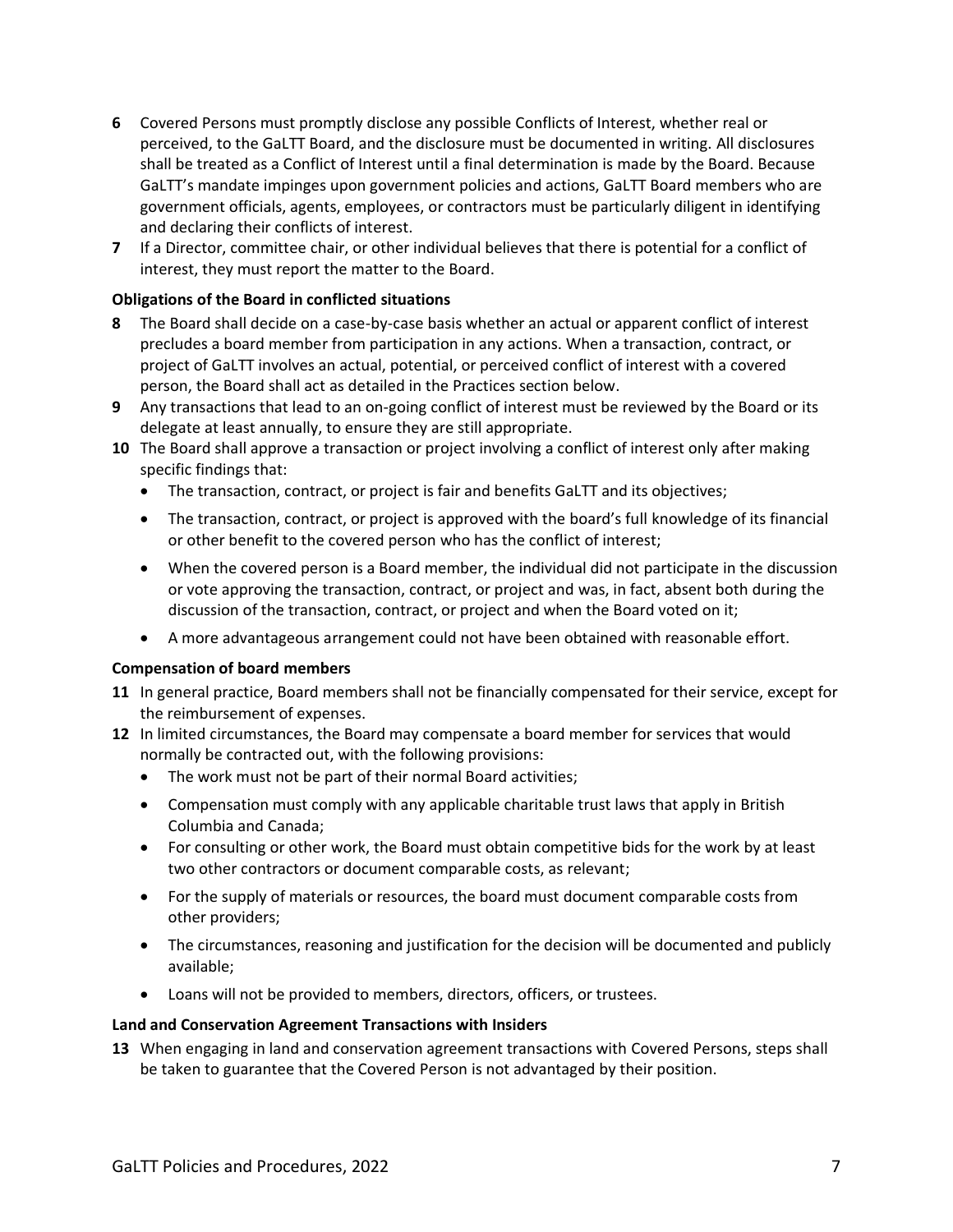**6** Covered Persons must promptly disclose any possible Conflicts of Interest, whether real or perceived, to the GaLTT Board, and the disclosure must be documented in writing. All disclosures shall be treated as a Conflict of Interest until a final determination is made by the Board. Because GaLTT's mandate impinges upon government policies and actions, GaLTT Board members who are government officials, agents, employees, or contractors must be particularly diligent in identifying and declaring their conflicts of interest.

**7** If a Director, committee chair, or other individual believes that there is potential for a conflict of interest, they must report the matter to the Board.

#### Obligations of the Board in conflicted situations

**8** The Board shall decide on a case-by-case basis whether an actual or apparent conflict of interest precludes a board member from participation in any actions. When a transaction, contract, or project of GaLTT involves an actual, potential, or perceived conflict of interest with a covered person, the Board shall act as detailed in the Practices section below.

**9** Any transactions that lead to an on-going conflict of interest must be reviewed by the Board or its delegate at least annually, to ensure they are still appropriate.

**10** The Board shall approve a transaction or project involving a conflict of interest only after making specific findings that:

- The transaction, contract, or project is fair and benefits GaLTT and its objectives;
- The transaction, contract, or project is approved with the board's full knowledge of its financial or other benefit to the covered person who has the conflict of interest;
- When the covered person is a Board member, the individual did not participate in the discussion or vote approving the transaction, contract, or project and was, in fact, absent both during the discussion of the transaction, contract, or project and when the Board voted on it;
- A more advantageous arrangement could not have been obtained with reasonable effort.

#### Compensation of board members

**11** In general practice, Board members shall not be financially compensated for their service, except for the reimbursement of expenses.

**12** In limited circumstances, the Board may compensate a board member for services that would normally be contracted out, with the following provisions:

- The work must not be part of their normal Board activities;
- Compensation must comply with any applicable charitable trust laws that apply in British Columbia and Canada;
- For consulting or other work, the Board must obtain competitive bids for the work by at least two other contractors or document comparable costs, as relevant;
- For the supply of materials or resources, the board must document comparable costs from other providers;
- The circumstances, reasoning and justification for the decision will be documented and publicly available;
- Loans will not be provided to members, directors, officers, or trustees.

#### Land and Conservation Agreement Transactions with Insiders

**13** When engaging in land and conservation agreement transactions with Covered Persons, steps shall be taken to guarantee that the Covered Person is not advantaged by their position.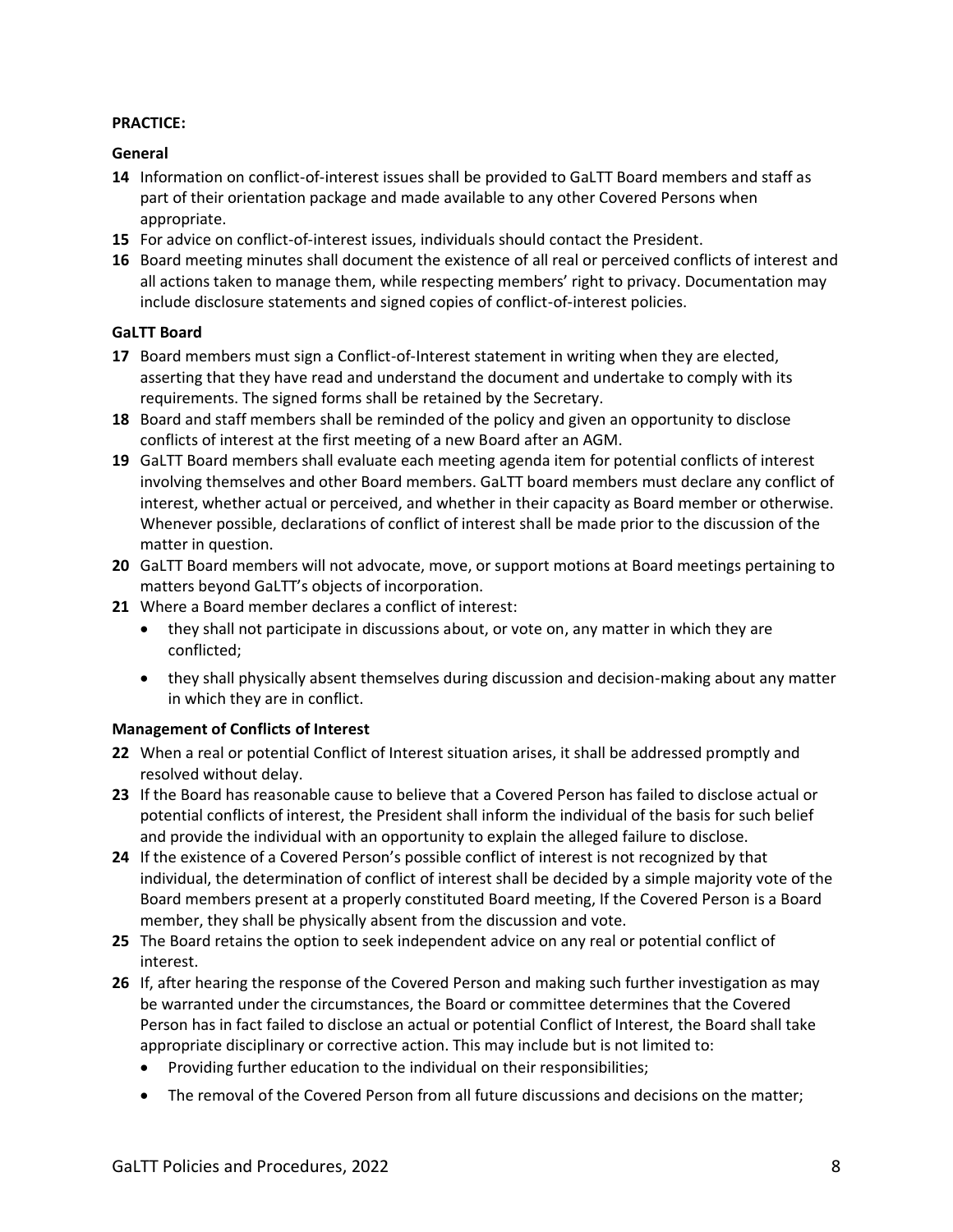**PRACTICE:**

**General**

14. Information on conflict-of-interest issues shall be provided to GaLTT Board members and staff as part of their orientation package and made available to any other Covered Persons when appropriate.
15. For advice on conflict-of-interest issues, individuals should contact the President.
16. Board meeting minutes shall document the existence of all real or perceived conflicts of interest and all actions taken to manage them, while respecting members' right to privacy. Documentation may include disclosure statements and signed copies of conflict-of-interest policies.

**GaLTT Board**

17. Board members must sign a Conflict-of-Interest statement in writing when they are elected, asserting that they have read and understand the document and undertake to comply with its requirements. The signed forms shall be retained by the Secretary.
18. Board and staff members shall be reminded of the policy and given an opportunity to disclose conflicts of interest at the first meeting of a new Board after an AGM.
19. GaLTT Board members shall evaluate each meeting agenda item for potential conflicts of interest involving themselves and other Board members. GaLTT board members must declare any conflict of interest, whether actual or perceived, and whether in their capacity as Board member or otherwise. Whenever possible, declarations of conflict of interest shall be made prior to the discussion of the matter in question.
20. GaLTT Board members will not advocate, move, or support motions at Board meetings pertaining to matters beyond GaLTT's objects of incorporation.
21. Where a Board member declares a conflict of interest:
    - they shall not participate in discussions about, or vote on, any matter in which they are conflicted;
    - they shall physically absent themselves during discussion and decision-making about any matter in which they are in conflict.

**Management of Conflicts of Interest**

22. When a real or potential Conflict of Interest situation arises, it shall be addressed promptly and resolved without delay.
23. If the Board has reasonable cause to believe that a Covered Person has failed to disclose actual or potential conflicts of interest, the President shall inform the individual of the basis for such belief and provide the individual with an opportunity to explain the alleged failure to disclose.
24. If the existence of a Covered Person's possible conflict of interest is not recognized by that individual, the determination of conflict of interest shall be decided by a simple majority vote of the Board members present at a properly constituted Board meeting, If the Covered Person is a Board member, they shall be physically absent from the discussion and vote.
25. The Board retains the option to seek independent advice on any real or potential conflict of interest.
26. If, after hearing the response of the Covered Person and making such further investigation as may be warranted under the circumstances, the Board or committee determines that the Covered Person has in fact failed to disclose an actual or potential Conflict of Interest, the Board shall take appropriate disciplinary or corrective action. This may include but is not limited to:
    - Providing further education to the individual on their responsibilities;
    - The removal of the Covered Person from all future discussions and decisions on the matter;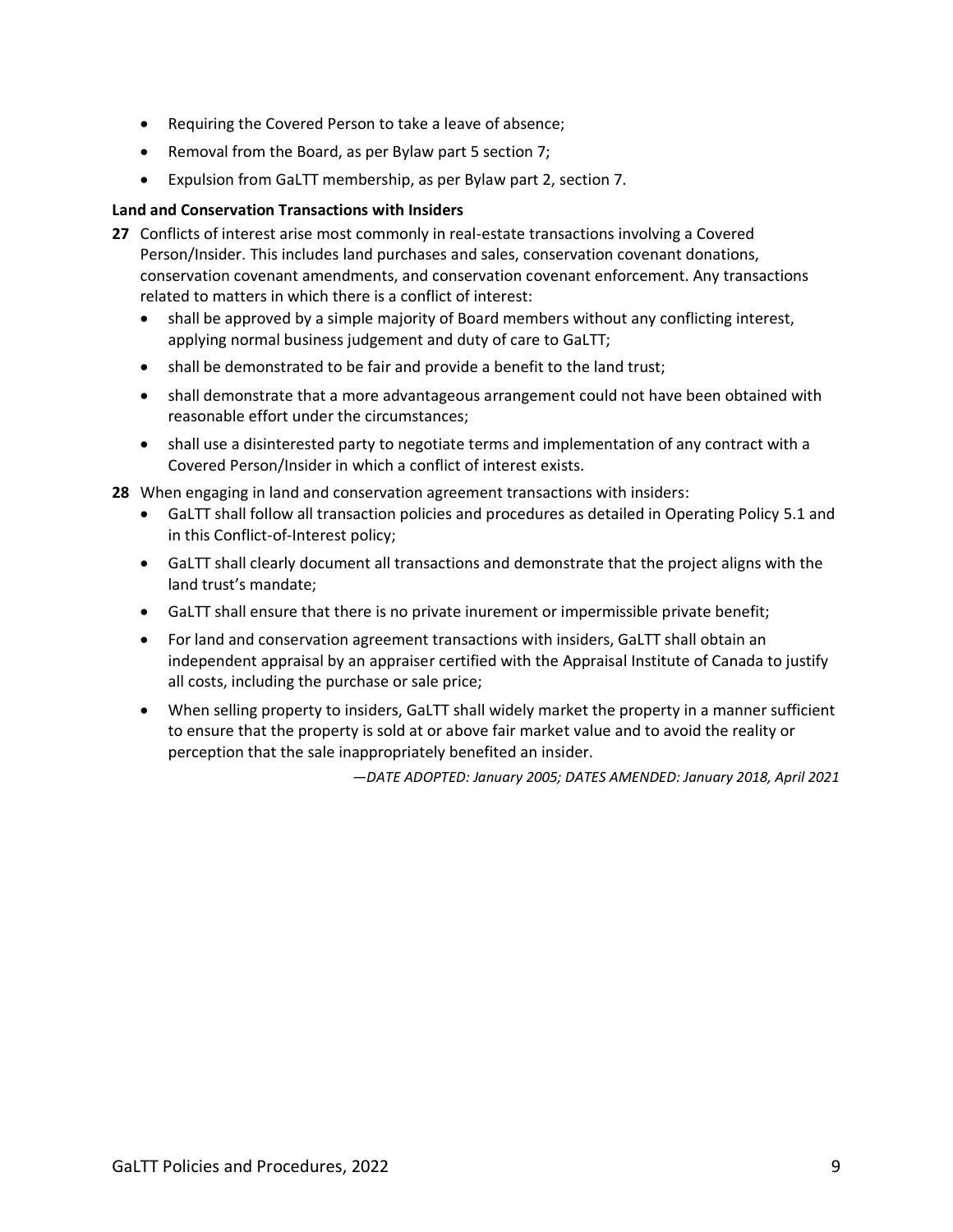- Requiring the Covered Person to take a leave of absence;
- Removal from the Board, as per Bylaw part 5 section 7;
- Expulsion from GaLTT membership, as per Bylaw part 2, section 7.

**Land and Conservation Transactions with Insiders**

**27** Conflicts of interest arise most commonly in real-estate transactions involving a Covered Person/Insider. This includes land purchases and sales, conservation covenant donations, conservation covenant amendments, and conservation covenant enforcement. Any transactions related to matters in which there is a conflict of interest:

- shall be approved by a simple majority of Board members without any conflicting interest, applying normal business judgement and duty of care to GaLTT;
- shall be demonstrated to be fair and provide a benefit to the land trust;
- shall demonstrate that a more advantageous arrangement could not have been obtained with reasonable effort under the circumstances;
- shall use a disinterested party to negotiate terms and implementation of any contract with a Covered Person/Insider in which a conflict of interest exists.

**28** When engaging in land and conservation agreement transactions with insiders:

- GaLTT shall follow all transaction policies and procedures as detailed in Operating Policy 5.1 and in this Conflict-of-Interest policy;
- GaLTT shall clearly document all transactions and demonstrate that the project aligns with the land trust's mandate;
- GaLTT shall ensure that there is no private inurement or impermissible private benefit;
- For land and conservation agreement transactions with insiders, GaLTT shall obtain an independent appraisal by an appraiser certified with the Appraisal Institute of Canada to justify all costs, including the purchase or sale price;
- When selling property to insiders, GaLTT shall widely market the property in a manner sufficient to ensure that the property is sold at or above fair market value and to avoid the reality or perception that the sale inappropriately benefited an insider.

*—DATE ADOPTED: January 2005; DATES AMENDED: January 2018, April 2021*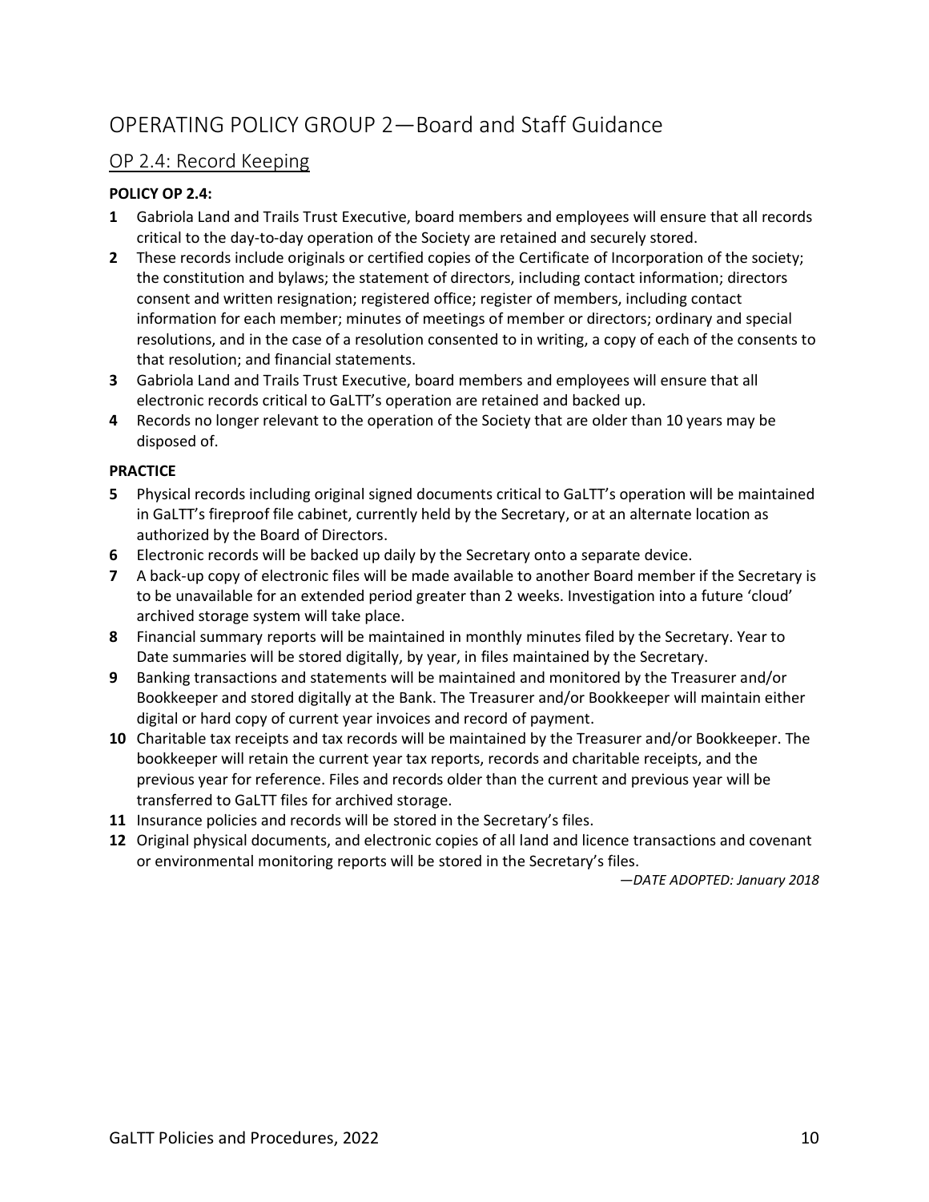# OPERATING POLICY GROUP 2—Board and Staff Guidance

## OP 2.4: Record Keeping

**POLICY OP 2.4:**

**1** Gabriola Land and Trails Trust Executive, board members and employees will ensure that all records critical to the day-to-day operation of the Society are retained and securely stored.

**2** These records include originals or certified copies of the Certificate of Incorporation of the society; the constitution and bylaws; the statement of directors, including contact information; directors consent and written resignation; registered office; register of members, including contact information for each member; minutes of meetings of member or directors; ordinary and special resolutions, and in the case of a resolution consented to in writing, a copy of each of the consents to that resolution; and financial statements.

**3** Gabriola Land and Trails Trust Executive, board members and employees will ensure that all electronic records critical to GaLTT's operation are retained and backed up.

**4** Records no longer relevant to the operation of the Society that are older than 10 years may be disposed of.

**PRACTICE**

**5** Physical records including original signed documents critical to GaLTT's operation will be maintained in GaLTT's fireproof file cabinet, currently held by the Secretary, or at an alternate location as authorized by the Board of Directors.

**6** Electronic records will be backed up daily by the Secretary onto a separate device.

**7** A back-up copy of electronic files will be made available to another Board member if the Secretary is to be unavailable for an extended period greater than 2 weeks. Investigation into a future 'cloud' archived storage system will take place.

**8** Financial summary reports will be maintained in monthly minutes filed by the Secretary. Year to Date summaries will be stored digitally, by year, in files maintained by the Secretary.

**9** Banking transactions and statements will be maintained and monitored by the Treasurer and/or Bookkeeper and stored digitally at the Bank. The Treasurer and/or Bookkeeper will maintain either digital or hard copy of current year invoices and record of payment.

**10** Charitable tax receipts and tax records will be maintained by the Treasurer and/or Bookkeeper. The bookkeeper will retain the current year tax reports, records and charitable receipts, and the previous year for reference. Files and records older than the current and previous year will be transferred to GaLTT files for archived storage.

**11** Insurance policies and records will be stored in the Secretary's files.

**12** Original physical documents, and electronic copies of all land and licence transactions and covenant or environmental monitoring reports will be stored in the Secretary's files.

*—DATE ADOPTED: January 2018*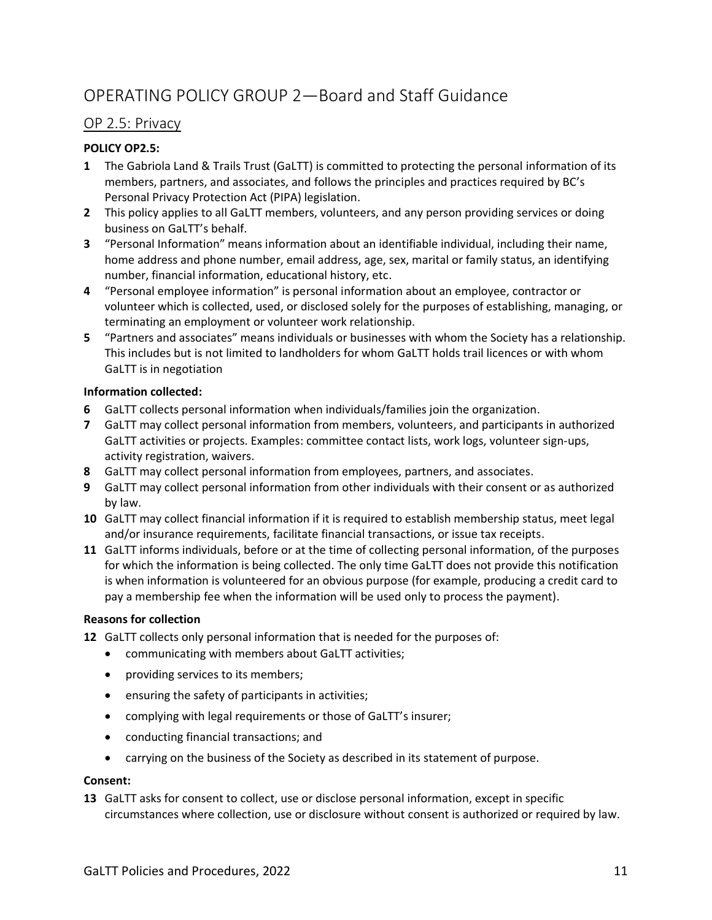# OPERATING POLICY GROUP 2—Board and Staff Guidance

## OP 2.5: Privacy

**POLICY OP2.5:**

**1** The Gabriola Land & Trails Trust (GaLTT) is committed to protecting the personal information of its members, partners, and associates, and follows the principles and practices required by BC's Personal Privacy Protection Act (PIPA) legislation.

**2** This policy applies to all GaLTT members, volunteers, and any person providing services or doing business on GaLTT's behalf.

**3** "Personal Information" means information about an identifiable individual, including their name, home address and phone number, email address, age, sex, marital or family status, an identifying number, financial information, educational history, etc.

**4** "Personal employee information" is personal information about an employee, contractor or volunteer which is collected, used, or disclosed solely for the purposes of establishing, managing, or terminating an employment or volunteer work relationship.

**5** "Partners and associates" means individuals or businesses with whom the Society has a relationship. This includes but is not limited to landholders for whom GaLTT holds trail licences or with whom GaLTT is in negotiation

**Information collected:**

**6** GaLTT collects personal information when individuals/families join the organization.

**7** GaLTT may collect personal information from members, volunteers, and participants in authorized GaLTT activities or projects. Examples: committee contact lists, work logs, volunteer sign-ups, activity registration, waivers.

**8** GaLTT may collect personal information from employees, partners, and associates.

**9** GaLTT may collect personal information from other individuals with their consent or as authorized by law.

**10** GaLTT may collect financial information if it is required to establish membership status, meet legal and/or insurance requirements, facilitate financial transactions, or issue tax receipts.

**11** GaLTT informs individuals, before or at the time of collecting personal information, of the purposes for which the information is being collected. The only time GaLTT does not provide this notification is when information is volunteered for an obvious purpose (for example, producing a credit card to pay a membership fee when the information will be used only to process the payment).

**Reasons for collection**

**12** GaLTT collects only personal information that is needed for the purposes of:

- communicating with members about GaLTT activities;
- providing services to its members;
- ensuring the safety of participants in activities;
- complying with legal requirements or those of GaLTT's insurer;
- conducting financial transactions; and
- carrying on the business of the Society as described in its statement of purpose.

**Consent:**

**13** GaLTT asks for consent to collect, use or disclose personal information, except in specific circumstances where collection, use or disclosure without consent is authorized or required by law.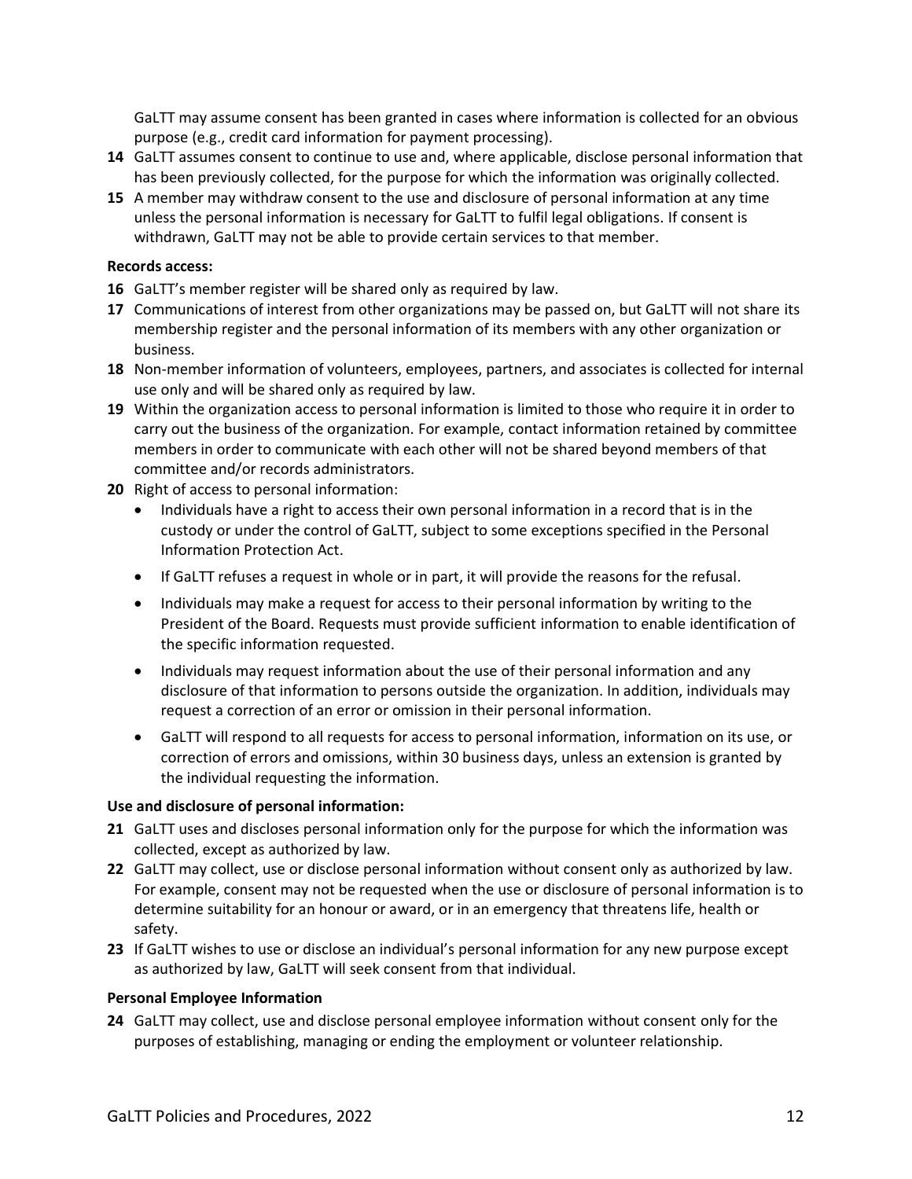GaLTT may assume consent has been granted in cases where information is collected for an obvious purpose (e.g., credit card information for payment processing).

**14** GaLTT assumes consent to continue to use and, where applicable, disclose personal information that has been previously collected, for the purpose for which the information was originally collected.

**15** A member may withdraw consent to the use and disclosure of personal information at any time unless the personal information is necessary for GaLTT to fulfil legal obligations. If consent is withdrawn, GaLTT may not be able to provide certain services to that member.

**Records access:**

**16** GaLTT's member register will be shared only as required by law.

**17** Communications of interest from other organizations may be passed on, but GaLTT will not share its membership register and the personal information of its members with any other organization or business.

**18** Non-member information of volunteers, employees, partners, and associates is collected for internal use only and will be shared only as required by law.

**19** Within the organization access to personal information is limited to those who require it in order to carry out the business of the organization. For example, contact information retained by committee members in order to communicate with each other will not be shared beyond members of that committee and/or records administrators.

**20** Right of access to personal information:

- Individuals have a right to access their own personal information in a record that is in the custody or under the control of GaLTT, subject to some exceptions specified in the Personal Information Protection Act.
- If GaLTT refuses a request in whole or in part, it will provide the reasons for the refusal.
- Individuals may make a request for access to their personal information by writing to the President of the Board. Requests must provide sufficient information to enable identification of the specific information requested.
- Individuals may request information about the use of their personal information and any disclosure of that information to persons outside the organization. In addition, individuals may request a correction of an error or omission in their personal information.
- GaLTT will respond to all requests for access to personal information, information on its use, or correction of errors and omissions, within 30 business days, unless an extension is granted by the individual requesting the information.

**Use and disclosure of personal information:**

**21** GaLTT uses and discloses personal information only for the purpose for which the information was collected, except as authorized by law.

**22** GaLTT may collect, use or disclose personal information without consent only as authorized by law. For example, consent may not be requested when the use or disclosure of personal information is to determine suitability for an honour or award, or in an emergency that threatens life, health or safety.

**23** If GaLTT wishes to use or disclose an individual's personal information for any new purpose except as authorized by law, GaLTT will seek consent from that individual.

**Personal Employee Information**

**24** GaLTT may collect, use and disclose personal employee information without consent only for the purposes of establishing, managing or ending the employment or volunteer relationship.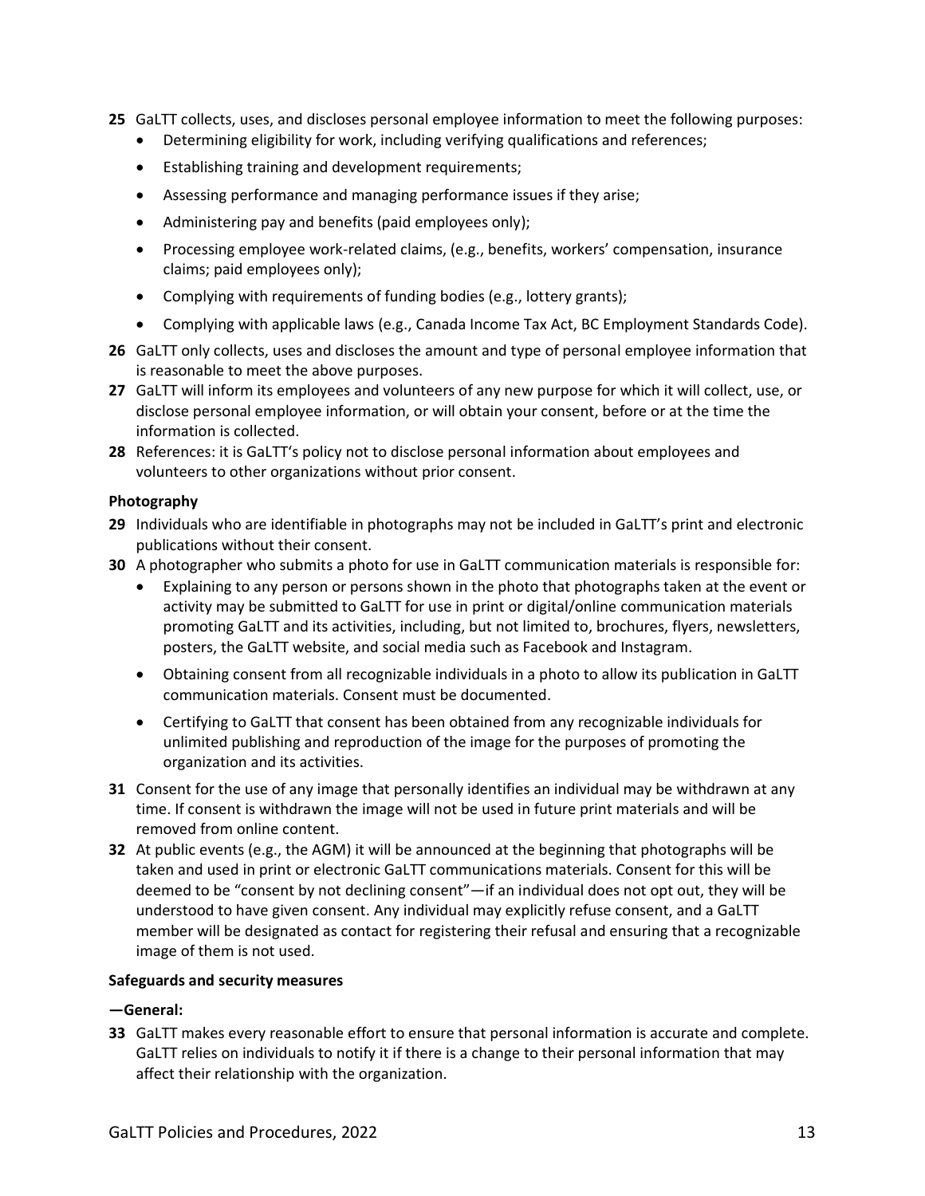**25** GaLTT collects, uses, and discloses personal employee information to meet the following purposes:

- Determining eligibility for work, including verifying qualifications and references;
- Establishing training and development requirements;
- Assessing performance and managing performance issues if they arise;
- Administering pay and benefits (paid employees only);
- Processing employee work-related claims, (e.g., benefits, workers' compensation, insurance claims; paid employees only);
- Complying with requirements of funding bodies (e.g., lottery grants);
- Complying with applicable laws (e.g., Canada Income Tax Act, BC Employment Standards Code).

**26** GaLTT only collects, uses and discloses the amount and type of personal employee information that is reasonable to meet the above purposes.

**27** GaLTT will inform its employees and volunteers of any new purpose for which it will collect, use, or disclose personal employee information, or will obtain your consent, before or at the time the information is collected.

**28** References: it is GaLTT's policy not to disclose personal information about employees and volunteers to other organizations without prior consent.

**Photography**

**29** Individuals who are identifiable in photographs may not be included in GaLTT's print and electronic publications without their consent.

**30** A photographer who submits a photo for use in GaLTT communication materials is responsible for:

- Explaining to any person or persons shown in the photo that photographs taken at the event or activity may be submitted to GaLTT for use in print or digital/online communication materials promoting GaLTT and its activities, including, but not limited to, brochures, flyers, newsletters, posters, the GaLTT website, and social media such as Facebook and Instagram.
- Obtaining consent from all recognizable individuals in a photo to allow its publication in GaLTT communication materials. Consent must be documented.
- Certifying to GaLTT that consent has been obtained from any recognizable individuals for unlimited publishing and reproduction of the image for the purposes of promoting the organization and its activities.

**31** Consent for the use of any image that personally identifies an individual may be withdrawn at any time. If consent is withdrawn the image will not be used in future print materials and will be removed from online content.

**32** At public events (e.g., the AGM) it will be announced at the beginning that photographs will be taken and used in print or electronic GaLTT communications materials. Consent for this will be deemed to be "consent by not declining consent"—if an individual does not opt out, they will be understood to have given consent. Any individual may explicitly refuse consent, and a GaLTT member will be designated as contact for registering their refusal and ensuring that a recognizable image of them is not used.

**Safeguards and security measures**

**—General:**

**33** GaLTT makes every reasonable effort to ensure that personal information is accurate and complete. GaLTT relies on individuals to notify it if there is a change to their personal information that may affect their relationship with the organization.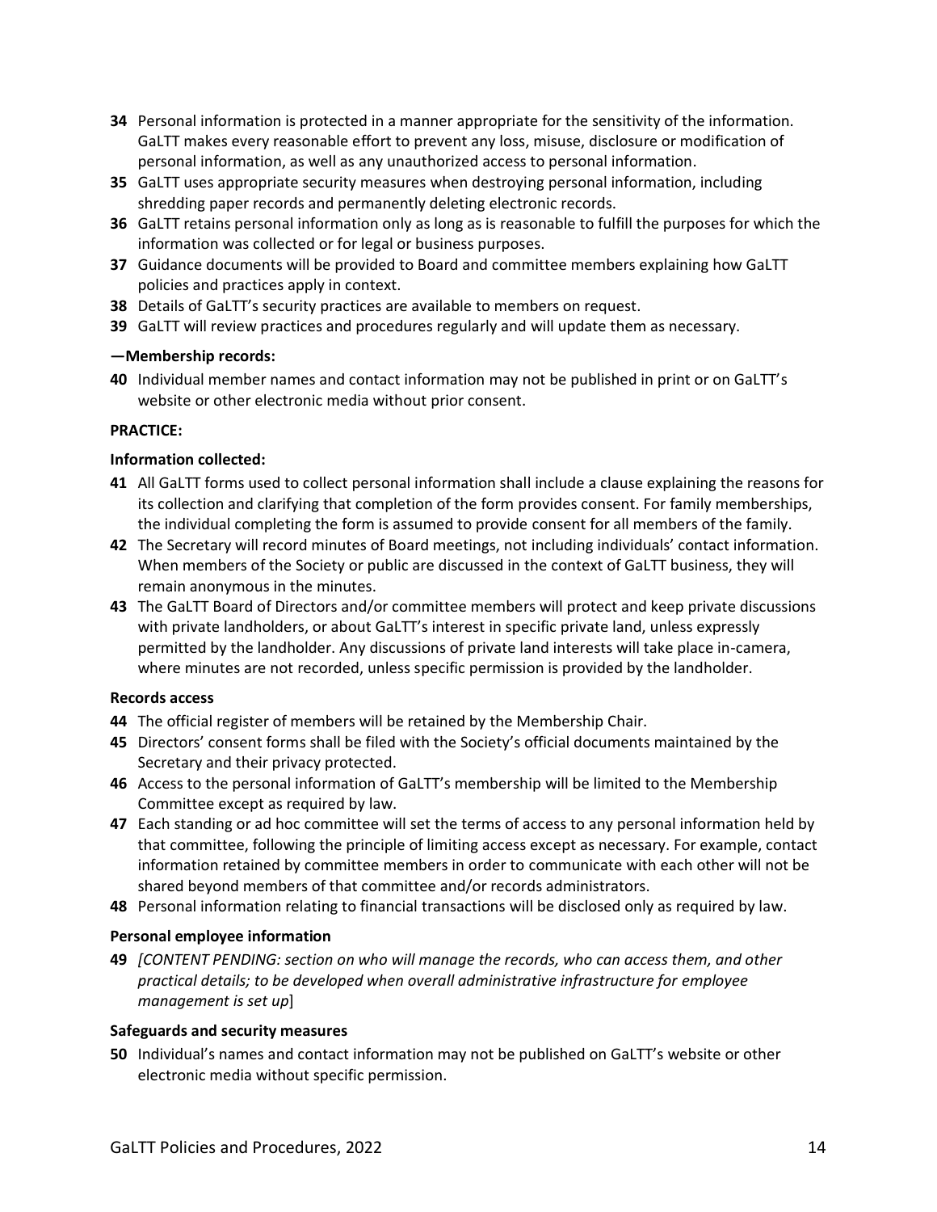**34** Personal information is protected in a manner appropriate for the sensitivity of the information. GaLTT makes every reasonable effort to prevent any loss, misuse, disclosure or modification of personal information, as well as any unauthorized access to personal information.

**35** GaLTT uses appropriate security measures when destroying personal information, including shredding paper records and permanently deleting electronic records.

**36** GaLTT retains personal information only as long as is reasonable to fulfill the purposes for which the information was collected or for legal or business purposes.

**37** Guidance documents will be provided to Board and committee members explaining how GaLTT policies and practices apply in context.

**38** Details of GaLTT's security practices are available to members on request.

**39** GaLTT will review practices and procedures regularly and will update them as necessary.

**—Membership records:**

**40** Individual member names and contact information may not be published in print or on GaLTT's website or other electronic media without prior consent.

**PRACTICE:**

**Information collected:**

**41** All GaLTT forms used to collect personal information shall include a clause explaining the reasons for its collection and clarifying that completion of the form provides consent. For family memberships, the individual completing the form is assumed to provide consent for all members of the family.

**42** The Secretary will record minutes of Board meetings, not including individuals' contact information. When members of the Society or public are discussed in the context of GaLTT business, they will remain anonymous in the minutes.

**43** The GaLTT Board of Directors and/or committee members will protect and keep private discussions with private landholders, or about GaLTT's interest in specific private land, unless expressly permitted by the landholder. Any discussions of private land interests will take place in-camera, where minutes are not recorded, unless specific permission is provided by the landholder.

**Records access**

**44** The official register of members will be retained by the Membership Chair.

**45** Directors' consent forms shall be filed with the Society's official documents maintained by the Secretary and their privacy protected.

**46** Access to the personal information of GaLTT's membership will be limited to the Membership Committee except as required by law.

**47** Each standing or ad hoc committee will set the terms of access to any personal information held by that committee, following the principle of limiting access except as necessary. For example, contact information retained by committee members in order to communicate with each other will not be shared beyond members of that committee and/or records administrators.

**48** Personal information relating to financial transactions will be disclosed only as required by law.

**Personal employee information**

**49** *[CONTENT PENDING: section on who will manage the records, who can access them, and other practical details; to be developed when overall administrative infrastructure for employee management is set up*]

**Safeguards and security measures**

**50** Individual's names and contact information may not be published on GaLTT's website or other electronic media without specific permission.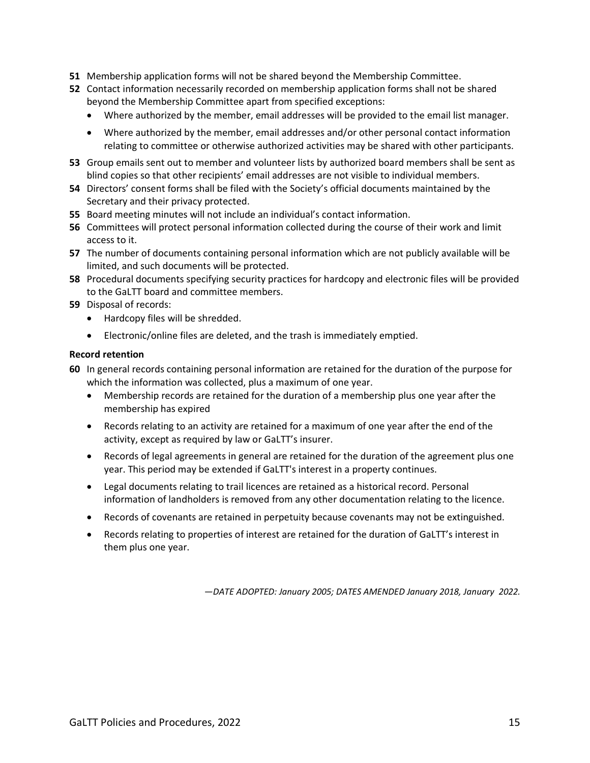**51** Membership application forms will not be shared beyond the Membership Committee.

**52** Contact information necessarily recorded on membership application forms shall not be shared beyond the Membership Committee apart from specified exceptions:

- Where authorized by the member, email addresses will be provided to the email list manager.
- Where authorized by the member, email addresses and/or other personal contact information relating to committee or otherwise authorized activities may be shared with other participants.

**53** Group emails sent out to member and volunteer lists by authorized board members shall be sent as blind copies so that other recipients' email addresses are not visible to individual members.

**54** Directors' consent forms shall be filed with the Society's official documents maintained by the Secretary and their privacy protected.

**55** Board meeting minutes will not include an individual's contact information.

**56** Committees will protect personal information collected during the course of their work and limit access to it.

**57** The number of documents containing personal information which are not publicly available will be limited, and such documents will be protected.

**58** Procedural documents specifying security practices for hardcopy and electronic files will be provided to the GaLTT board and committee members.

**59** Disposal of records:

- Hardcopy files will be shredded.
- Electronic/online files are deleted, and the trash is immediately emptied.

**Record retention**

**60** In general records containing personal information are retained for the duration of the purpose for which the information was collected, plus a maximum of one year.

- Membership records are retained for the duration of a membership plus one year after the membership has expired
- Records relating to an activity are retained for a maximum of one year after the end of the activity, except as required by law or GaLTT's insurer.
- Records of legal agreements in general are retained for the duration of the agreement plus one year. This period may be extended if GaLTT's interest in a property continues.
- Legal documents relating to trail licences are retained as a historical record. Personal information of landholders is removed from any other documentation relating to the licence.
- Records of covenants are retained in perpetuity because covenants may not be extinguished.
- Records relating to properties of interest are retained for the duration of GaLTT's interest in them plus one year.

*—DATE ADOPTED: January 2005; DATES AMENDED January 2018, January 2022.*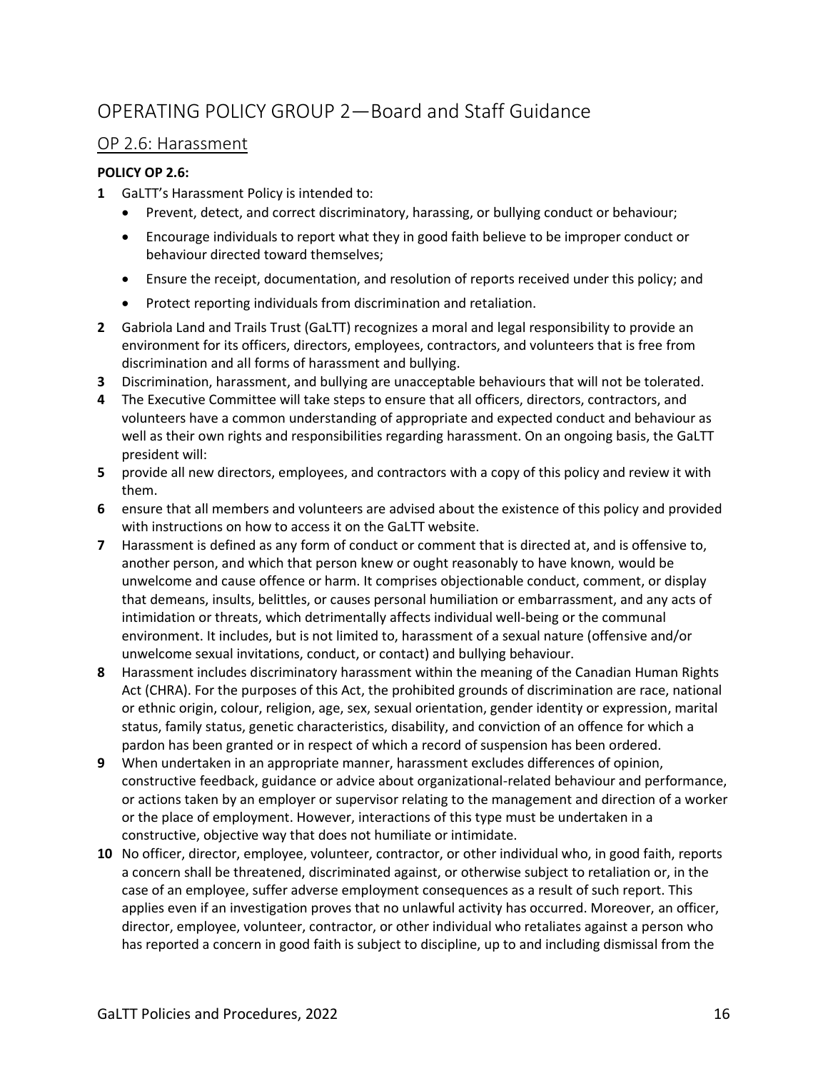# OPERATING POLICY GROUP 2—Board and Staff Guidance

## OP 2.6: Harassment

**POLICY OP 2.6:**

**1** GaLTT's Harassment Policy is intended to:

- Prevent, detect, and correct discriminatory, harassing, or bullying conduct or behaviour;
- Encourage individuals to report what they in good faith believe to be improper conduct or behaviour directed toward themselves;
- Ensure the receipt, documentation, and resolution of reports received under this policy; and
- Protect reporting individuals from discrimination and retaliation.

**2** Gabriola Land and Trails Trust (GaLTT) recognizes a moral and legal responsibility to provide an environment for its officers, directors, employees, contractors, and volunteers that is free from discrimination and all forms of harassment and bullying.

**3** Discrimination, harassment, and bullying are unacceptable behaviours that will not be tolerated.

**4** The Executive Committee will take steps to ensure that all officers, directors, contractors, and volunteers have a common understanding of appropriate and expected conduct and behaviour as well as their own rights and responsibilities regarding harassment. On an ongoing basis, the GaLTT president will:

**5** provide all new directors, employees, and contractors with a copy of this policy and review it with them.

**6** ensure that all members and volunteers are advised about the existence of this policy and provided with instructions on how to access it on the GaLTT website.

**7** Harassment is defined as any form of conduct or comment that is directed at, and is offensive to, another person, and which that person knew or ought reasonably to have known, would be unwelcome and cause offence or harm. It comprises objectionable conduct, comment, or display that demeans, insults, belittles, or causes personal humiliation or embarrassment, and any acts of intimidation or threats, which detrimentally affects individual well-being or the communal environment. It includes, but is not limited to, harassment of a sexual nature (offensive and/or unwelcome sexual invitations, conduct, or contact) and bullying behaviour.

**8** Harassment includes discriminatory harassment within the meaning of the Canadian Human Rights Act (CHRA). For the purposes of this Act, the prohibited grounds of discrimination are race, national or ethnic origin, colour, religion, age, sex, sexual orientation, gender identity or expression, marital status, family status, genetic characteristics, disability, and conviction of an offence for which a pardon has been granted or in respect of which a record of suspension has been ordered.

**9** When undertaken in an appropriate manner, harassment excludes differences of opinion, constructive feedback, guidance or advice about organizational-related behaviour and performance, or actions taken by an employer or supervisor relating to the management and direction of a worker or the place of employment. However, interactions of this type must be undertaken in a constructive, objective way that does not humiliate or intimidate.

**10** No officer, director, employee, volunteer, contractor, or other individual who, in good faith, reports a concern shall be threatened, discriminated against, or otherwise subject to retaliation or, in the case of an employee, suffer adverse employment consequences as a result of such report. This applies even if an investigation proves that no unlawful activity has occurred. Moreover, an officer, director, employee, volunteer, contractor, or other individual who retaliates against a person who has reported a concern in good faith is subject to discipline, up to and including dismissal from the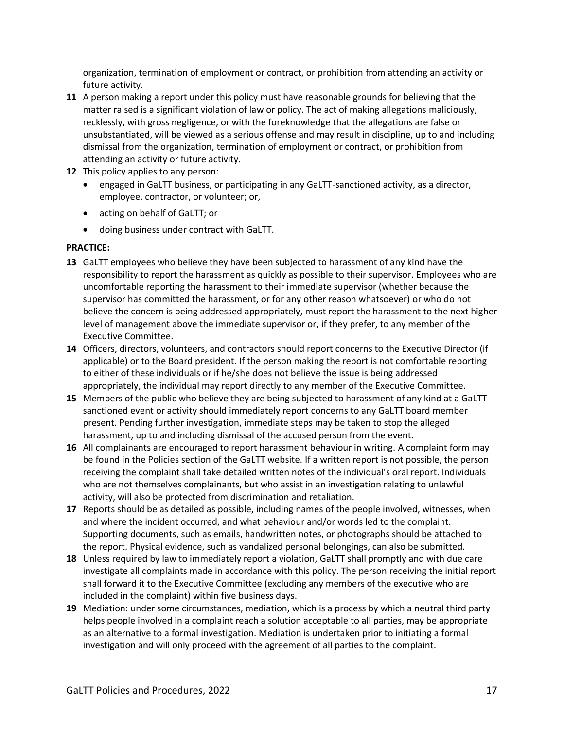organization, termination of employment or contract, or prohibition from attending an activity or future activity.

**11** A person making a report under this policy must have reasonable grounds for believing that the matter raised is a significant violation of law or policy. The act of making allegations maliciously, recklessly, with gross negligence, or with the foreknowledge that the allegations are false or unsubstantiated, will be viewed as a serious offense and may result in discipline, up to and including dismissal from the organization, termination of employment or contract, or prohibition from attending an activity or future activity.

**12** This policy applies to any person:

- engaged in GaLTT business, or participating in any GaLTT-sanctioned activity, as a director, employee, contractor, or volunteer; or,
- acting on behalf of GaLTT; or
- doing business under contract with GaLTT.

**PRACTICE:**

**13** GaLTT employees who believe they have been subjected to harassment of any kind have the responsibility to report the harassment as quickly as possible to their supervisor. Employees who are uncomfortable reporting the harassment to their immediate supervisor (whether because the supervisor has committed the harassment, or for any other reason whatsoever) or who do not believe the concern is being addressed appropriately, must report the harassment to the next higher level of management above the immediate supervisor or, if they prefer, to any member of the Executive Committee.

**14** Officers, directors, volunteers, and contractors should report concerns to the Executive Director (if applicable) or to the Board president. If the person making the report is not comfortable reporting to either of these individuals or if he/she does not believe the issue is being addressed appropriately, the individual may report directly to any member of the Executive Committee.

**15** Members of the public who believe they are being subjected to harassment of any kind at a GaLTT-sanctioned event or activity should immediately report concerns to any GaLTT board member present. Pending further investigation, immediate steps may be taken to stop the alleged harassment, up to and including dismissal of the accused person from the event.

**16** All complainants are encouraged to report harassment behaviour in writing. A complaint form may be found in the Policies section of the GaLTT website. If a written report is not possible, the person receiving the complaint shall take detailed written notes of the individual's oral report. Individuals who are not themselves complainants, but who assist in an investigation relating to unlawful activity, will also be protected from discrimination and retaliation.

**17** Reports should be as detailed as possible, including names of the people involved, witnesses, when and where the incident occurred, and what behaviour and/or words led to the complaint. Supporting documents, such as emails, handwritten notes, or photographs should be attached to the report. Physical evidence, such as vandalized personal belongings, can also be submitted.

**18** Unless required by law to immediately report a violation, GaLTT shall promptly and with due care investigate all complaints made in accordance with this policy. The person receiving the initial report shall forward it to the Executive Committee (excluding any members of the executive who are included in the complaint) within five business days.

**19** <u>Mediation</u>: under some circumstances, mediation, which is a process by which a neutral third party helps people involved in a complaint reach a solution acceptable to all parties, may be appropriate as an alternative to a formal investigation. Mediation is undertaken prior to initiating a formal investigation and will only proceed with the agreement of all parties to the complaint.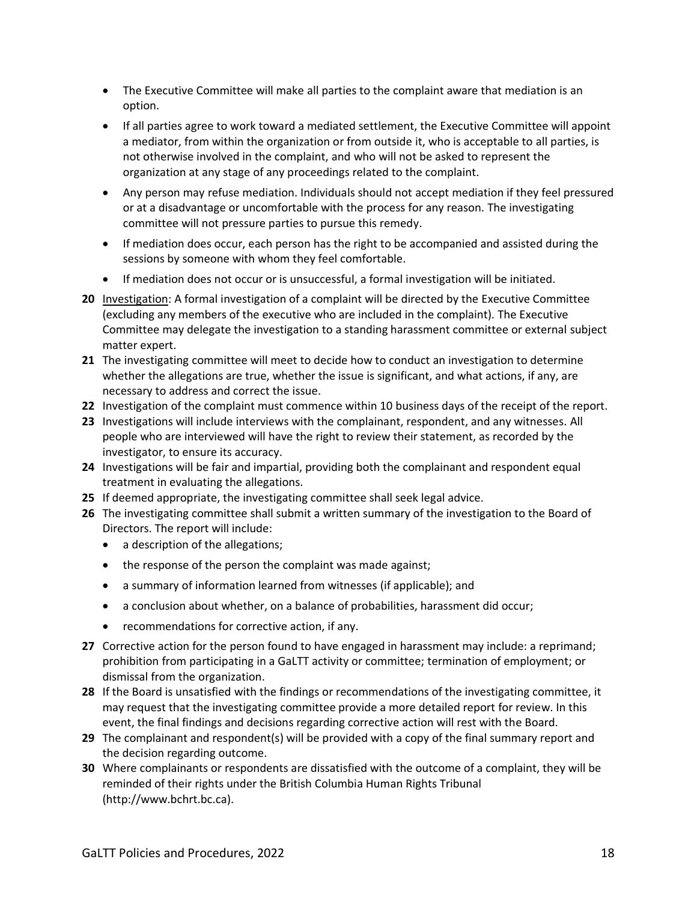- The Executive Committee will make all parties to the complaint aware that mediation is an option.
- If all parties agree to work toward a mediated settlement, the Executive Committee will appoint a mediator, from within the organization or from outside it, who is acceptable to all parties, is not otherwise involved in the complaint, and who will not be asked to represent the organization at any stage of any proceedings related to the complaint.
- Any person may refuse mediation. Individuals should not accept mediation if they feel pressured or at a disadvantage or uncomfortable with the process for any reason. The investigating committee will not pressure parties to pursue this remedy.
- If mediation does occur, each person has the right to be accompanied and assisted during the sessions by someone with whom they feel comfortable.
- If mediation does not occur or is unsuccessful, a formal investigation will be initiated.

**20** Investigation: A formal investigation of a complaint will be directed by the Executive Committee (excluding any members of the executive who are included in the complaint). The Executive Committee may delegate the investigation to a standing harassment committee or external subject matter expert.

**21** The investigating committee will meet to decide how to conduct an investigation to determine whether the allegations are true, whether the issue is significant, and what actions, if any, are necessary to address and correct the issue.

**22** Investigation of the complaint must commence within 10 business days of the receipt of the report.

**23** Investigations will include interviews with the complainant, respondent, and any witnesses. All people who are interviewed will have the right to review their statement, as recorded by the investigator, to ensure its accuracy.

**24** Investigations will be fair and impartial, providing both the complainant and respondent equal treatment in evaluating the allegations.

**25** If deemed appropriate, the investigating committee shall seek legal advice.

**26** The investigating committee shall submit a written summary of the investigation to the Board of Directors. The report will include:

- a description of the allegations;
- the response of the person the complaint was made against;
- a summary of information learned from witnesses (if applicable); and
- a conclusion about whether, on a balance of probabilities, harassment did occur;
- recommendations for corrective action, if any.

**27** Corrective action for the person found to have engaged in harassment may include: a reprimand; prohibition from participating in a GaLTT activity or committee; termination of employment; or dismissal from the organization.

**28** If the Board is unsatisfied with the findings or recommendations of the investigating committee, it may request that the investigating committee provide a more detailed report for review. In this event, the final findings and decisions regarding corrective action will rest with the Board.

**29** The complainant and respondent(s) will be provided with a copy of the final summary report and the decision regarding outcome.

**30** Where complainants or respondents are dissatisfied with the outcome of a complaint, they will be reminded of their rights under the British Columbia Human Rights Tribunal (http://www.bchrt.bc.ca).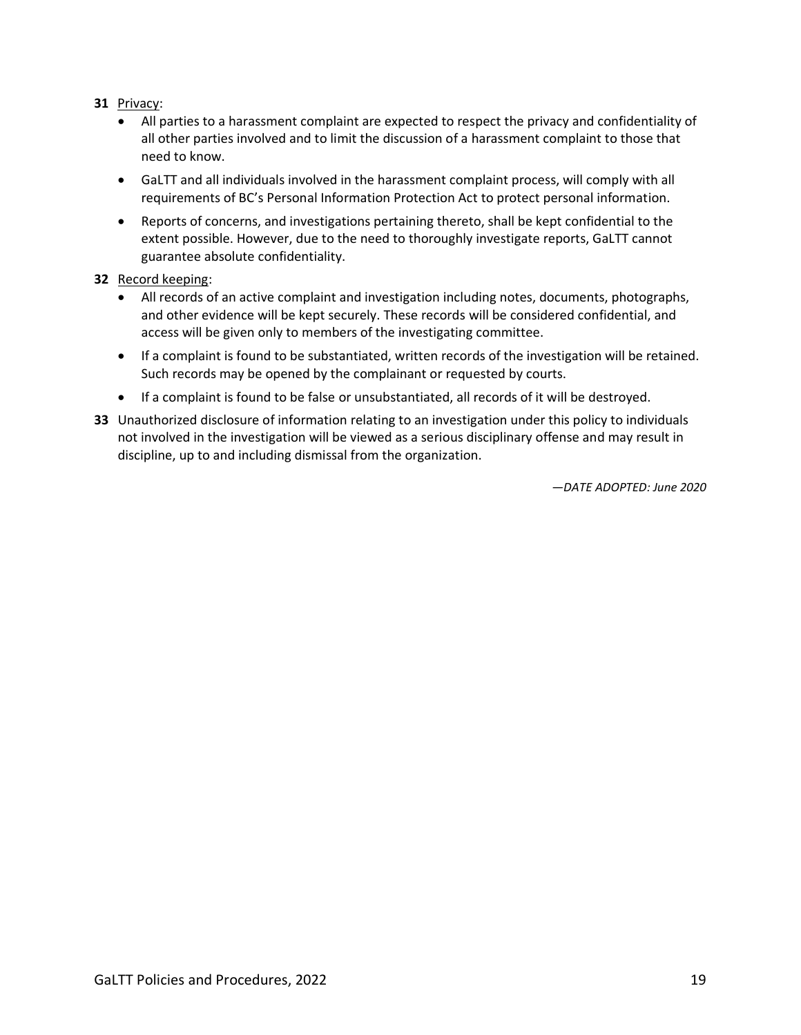**31** Privacy:

- All parties to a harassment complaint are expected to respect the privacy and confidentiality of all other parties involved and to limit the discussion of a harassment complaint to those that need to know.
- GaLTT and all individuals involved in the harassment complaint process, will comply with all requirements of BC's Personal Information Protection Act to protect personal information.
- Reports of concerns, and investigations pertaining thereto, shall be kept confidential to the extent possible. However, due to the need to thoroughly investigate reports, GaLTT cannot guarantee absolute confidentiality.

**32** Record keeping:

- All records of an active complaint and investigation including notes, documents, photographs, and other evidence will be kept securely. These records will be considered confidential, and access will be given only to members of the investigating committee.
- If a complaint is found to be substantiated, written records of the investigation will be retained. Such records may be opened by the complainant or requested by courts.
- If a complaint is found to be false or unsubstantiated, all records of it will be destroyed.

**33** Unauthorized disclosure of information relating to an investigation under this policy to individuals not involved in the investigation will be viewed as a serious disciplinary offense and may result in discipline, up to and including dismissal from the organization.

*—DATE ADOPTED: June 2020*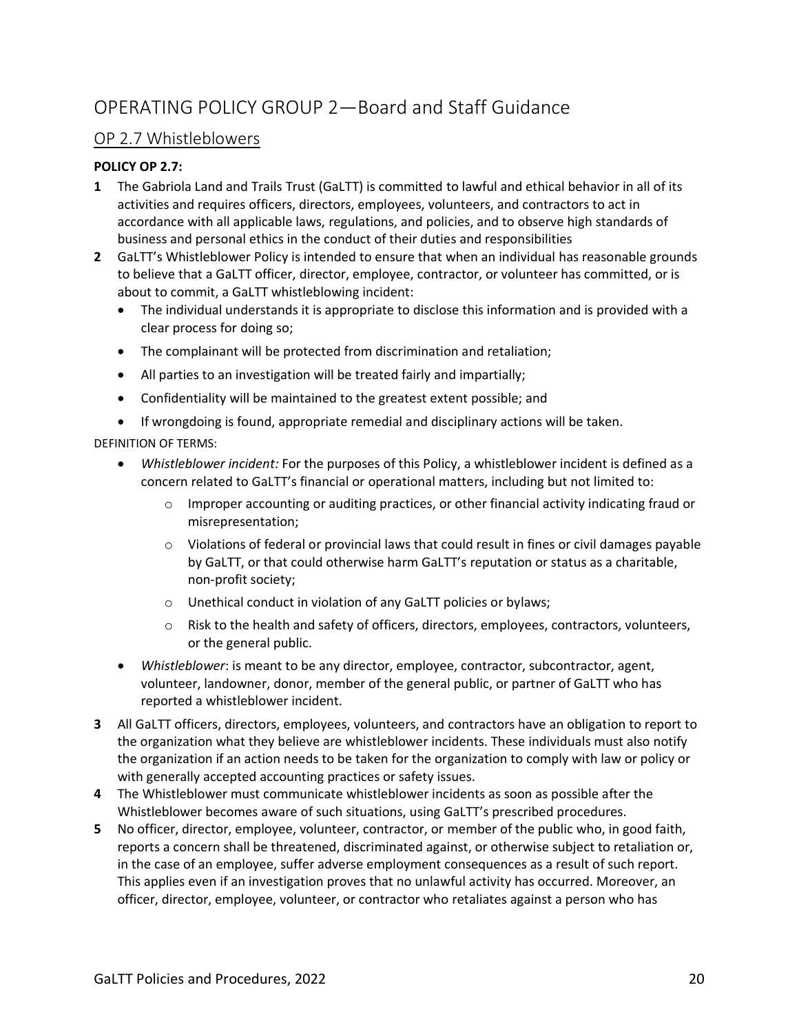# OPERATING POLICY GROUP 2—Board and Staff Guidance

## OP 2.7 Whistleblowers

**POLICY OP 2.7:**

**1** The Gabriola Land and Trails Trust (GaLTT) is committed to lawful and ethical behavior in all of its activities and requires officers, directors, employees, volunteers, and contractors to act in accordance with all applicable laws, regulations, and policies, and to observe high standards of business and personal ethics in the conduct of their duties and responsibilities

**2** GaLTT's Whistleblower Policy is intended to ensure that when an individual has reasonable grounds to believe that a GaLTT officer, director, employee, contractor, or volunteer has committed, or is about to commit, a GaLTT whistleblowing incident:

- The individual understands it is appropriate to disclose this information and is provided with a clear process for doing so;
- The complainant will be protected from discrimination and retaliation;
- All parties to an investigation will be treated fairly and impartially;
- Confidentiality will be maintained to the greatest extent possible; and
- If wrongdoing is found, appropriate remedial and disciplinary actions will be taken.

DEFINITION OF TERMS:

- *Whistleblower incident:* For the purposes of this Policy, a whistleblower incident is defined as a concern related to GaLTT's financial or operational matters, including but not limited to:
  - Improper accounting or auditing practices, or other financial activity indicating fraud or misrepresentation;
  - Violations of federal or provincial laws that could result in fines or civil damages payable by GaLTT, or that could otherwise harm GaLTT's reputation or status as a charitable, non-profit society;
  - Unethical conduct in violation of any GaLTT policies or bylaws;
  - Risk to the health and safety of officers, directors, employees, contractors, volunteers, or the general public.
- *Whistleblower*: is meant to be any director, employee, contractor, subcontractor, agent, volunteer, landowner, donor, member of the general public, or partner of GaLTT who has reported a whistleblower incident.

**3** All GaLTT officers, directors, employees, volunteers, and contractors have an obligation to report to the organization what they believe are whistleblower incidents. These individuals must also notify the organization if an action needs to be taken for the organization to comply with law or policy or with generally accepted accounting practices or safety issues.

**4** The Whistleblower must communicate whistleblower incidents as soon as possible after the Whistleblower becomes aware of such situations, using GaLTT's prescribed procedures.

**5** No officer, director, employee, volunteer, contractor, or member of the public who, in good faith, reports a concern shall be threatened, discriminated against, or otherwise subject to retaliation or, in the case of an employee, suffer adverse employment consequences as a result of such report. This applies even if an investigation proves that no unlawful activity has occurred. Moreover, an officer, director, employee, volunteer, or contractor who retaliates against a person who has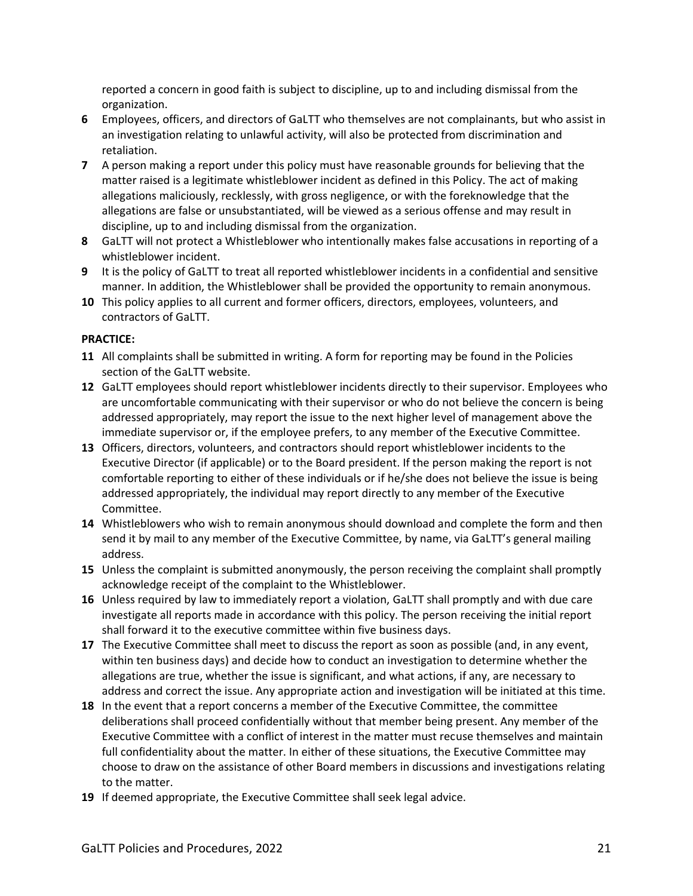reported a concern in good faith is subject to discipline, up to and including dismissal from the organization.

**6** Employees, officers, and directors of GaLTT who themselves are not complainants, but who assist in an investigation relating to unlawful activity, will also be protected from discrimination and retaliation.

**7** A person making a report under this policy must have reasonable grounds for believing that the matter raised is a legitimate whistleblower incident as defined in this Policy. The act of making allegations maliciously, recklessly, with gross negligence, or with the foreknowledge that the allegations are false or unsubstantiated, will be viewed as a serious offense and may result in discipline, up to and including dismissal from the organization.

**8** GaLTT will not protect a Whistleblower who intentionally makes false accusations in reporting of a whistleblower incident.

**9** It is the policy of GaLTT to treat all reported whistleblower incidents in a confidential and sensitive manner. In addition, the Whistleblower shall be provided the opportunity to remain anonymous.

**10** This policy applies to all current and former officers, directors, employees, volunteers, and contractors of GaLTT.

**PRACTICE:**

**11** All complaints shall be submitted in writing. A form for reporting may be found in the Policies section of the GaLTT website.

**12** GaLTT employees should report whistleblower incidents directly to their supervisor. Employees who are uncomfortable communicating with their supervisor or who do not believe the concern is being addressed appropriately, may report the issue to the next higher level of management above the immediate supervisor or, if the employee prefers, to any member of the Executive Committee.

**13** Officers, directors, volunteers, and contractors should report whistleblower incidents to the Executive Director (if applicable) or to the Board president. If the person making the report is not comfortable reporting to either of these individuals or if he/she does not believe the issue is being addressed appropriately, the individual may report directly to any member of the Executive Committee.

**14** Whistleblowers who wish to remain anonymous should download and complete the form and then send it by mail to any member of the Executive Committee, by name, via GaLTT's general mailing address.

**15** Unless the complaint is submitted anonymously, the person receiving the complaint shall promptly acknowledge receipt of the complaint to the Whistleblower.

**16** Unless required by law to immediately report a violation, GaLTT shall promptly and with due care investigate all reports made in accordance with this policy. The person receiving the initial report shall forward it to the executive committee within five business days.

**17** The Executive Committee shall meet to discuss the report as soon as possible (and, in any event, within ten business days) and decide how to conduct an investigation to determine whether the allegations are true, whether the issue is significant, and what actions, if any, are necessary to address and correct the issue. Any appropriate action and investigation will be initiated at this time.

**18** In the event that a report concerns a member of the Executive Committee, the committee deliberations shall proceed confidentially without that member being present. Any member of the Executive Committee with a conflict of interest in the matter must recuse themselves and maintain full confidentiality about the matter. In either of these situations, the Executive Committee may choose to draw on the assistance of other Board members in discussions and investigations relating to the matter.

**19** If deemed appropriate, the Executive Committee shall seek legal advice.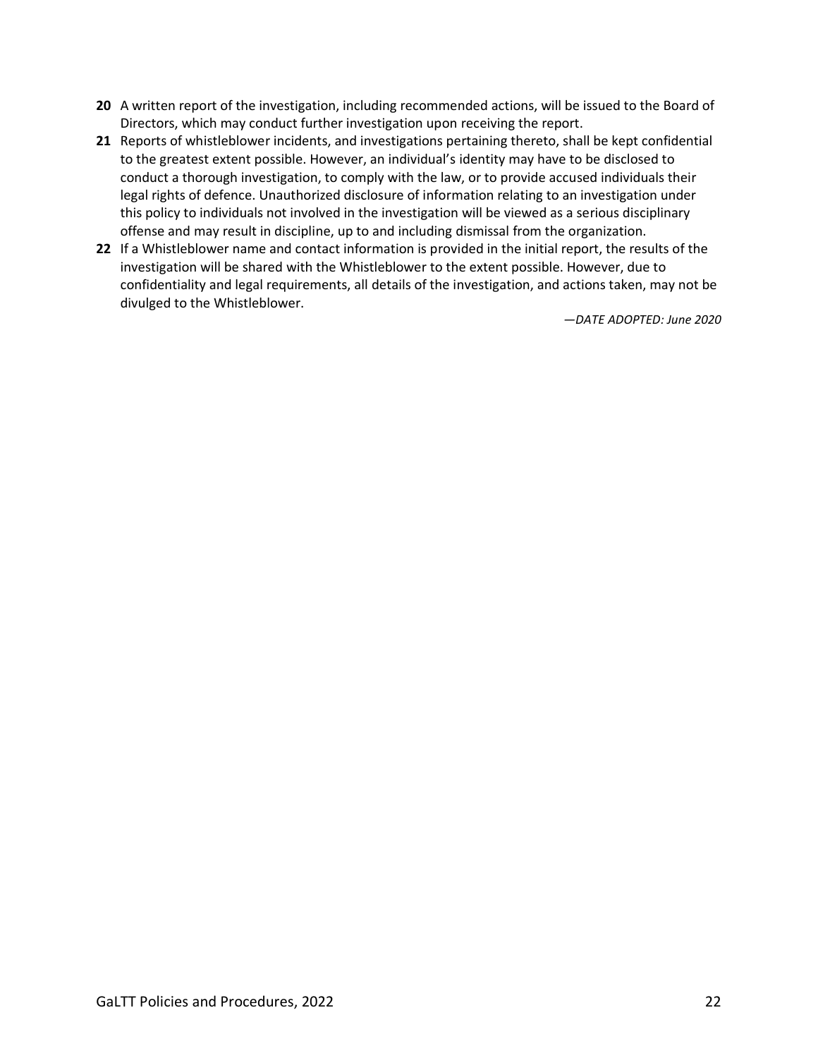**20** A written report of the investigation, including recommended actions, will be issued to the Board of Directors, which may conduct further investigation upon receiving the report.

**21** Reports of whistleblower incidents, and investigations pertaining thereto, shall be kept confidential to the greatest extent possible. However, an individual's identity may have to be disclosed to conduct a thorough investigation, to comply with the law, or to provide accused individuals their legal rights of defence. Unauthorized disclosure of information relating to an investigation under this policy to individuals not involved in the investigation will be viewed as a serious disciplinary offense and may result in discipline, up to and including dismissal from the organization.

**22** If a Whistleblower name and contact information is provided in the initial report, the results of the investigation will be shared with the Whistleblower to the extent possible. However, due to confidentiality and legal requirements, all details of the investigation, and actions taken, may not be divulged to the Whistleblower.

*—DATE ADOPTED: June 2020*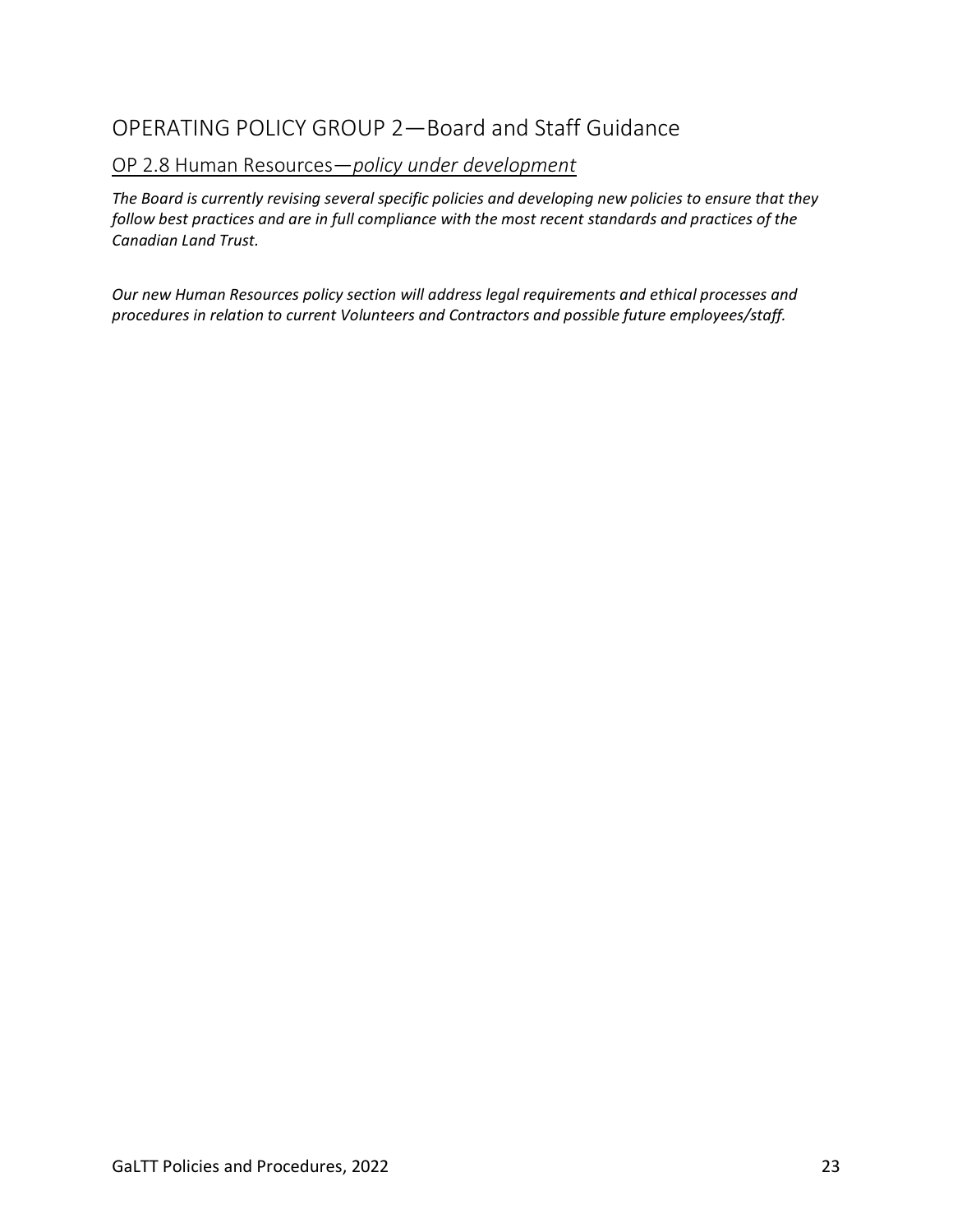# OPERATING POLICY GROUP 2—Board and Staff Guidance

## OP 2.8 Human Resources—*policy under development*

*The Board is currently revising several specific policies and developing new policies to ensure that they follow best practices and are in full compliance with the most recent standards and practices of the Canadian Land Trust.*

*Our new Human Resources policy section will address legal requirements and ethical processes and procedures in relation to current Volunteers and Contractors and possible future employees/staff.*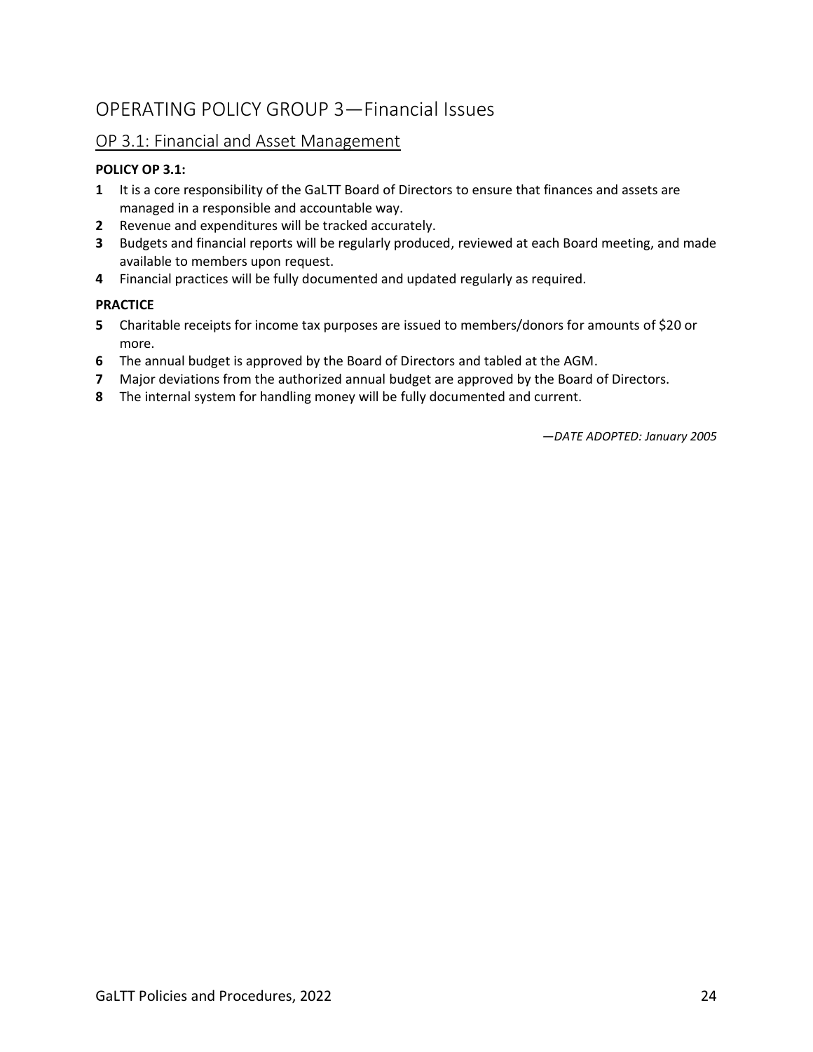# OPERATING POLICY GROUP 3—Financial Issues

## OP 3.1: Financial and Asset Management

**POLICY OP 3.1:**

**1** It is a core responsibility of the GaLTT Board of Directors to ensure that finances and assets are managed in a responsible and accountable way.

**2** Revenue and expenditures will be tracked accurately.

**3** Budgets and financial reports will be regularly produced, reviewed at each Board meeting, and made available to members upon request.

**4** Financial practices will be fully documented and updated regularly as required.

**PRACTICE**

**5** Charitable receipts for income tax purposes are issued to members/donors for amounts of $20 or more.

**6** The annual budget is approved by the Board of Directors and tabled at the AGM.

**7** Major deviations from the authorized annual budget are approved by the Board of Directors.

**8** The internal system for handling money will be fully documented and current.

*—DATE ADOPTED: January 2005*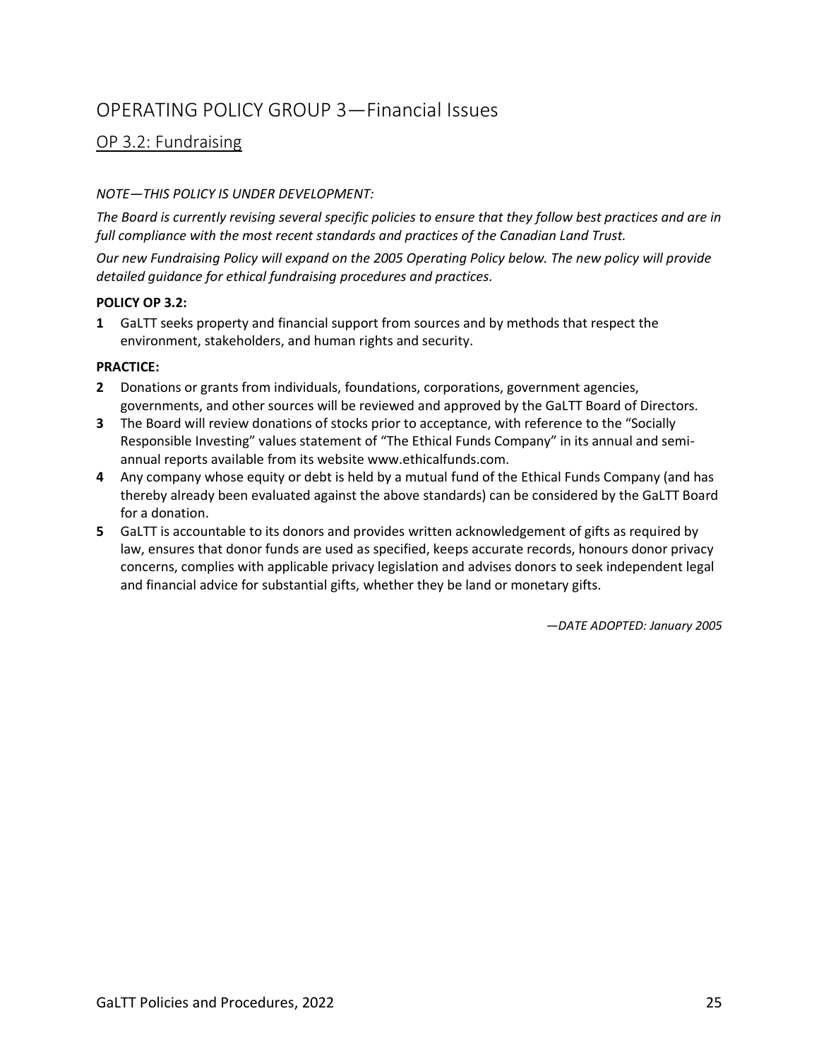# OPERATING POLICY GROUP 3—Financial Issues

## OP 3.2: Fundraising

*NOTE—THIS POLICY IS UNDER DEVELOPMENT:*

*The Board is currently revising several specific policies to ensure that they follow best practices and are in full compliance with the most recent standards and practices of the Canadian Land Trust.*

*Our new Fundraising Policy will expand on the 2005 Operating Policy below. The new policy will provide detailed guidance for ethical fundraising procedures and practices.*

**POLICY OP 3.2:**

**1** GaLTT seeks property and financial support from sources and by methods that respect the environment, stakeholders, and human rights and security.

**PRACTICE:**

**2** Donations or grants from individuals, foundations, corporations, government agencies, governments, and other sources will be reviewed and approved by the GaLTT Board of Directors.

**3** The Board will review donations of stocks prior to acceptance, with reference to the "Socially Responsible Investing" values statement of "The Ethical Funds Company" in its annual and semi-annual reports available from its website www.ethicalfunds.com.

**4** Any company whose equity or debt is held by a mutual fund of the Ethical Funds Company (and has thereby already been evaluated against the above standards) can be considered by the GaLTT Board for a donation.

**5** GaLTT is accountable to its donors and provides written acknowledgement of gifts as required by law, ensures that donor funds are used as specified, keeps accurate records, honours donor privacy concerns, complies with applicable privacy legislation and advises donors to seek independent legal and financial advice for substantial gifts, whether they be land or monetary gifts.

*—DATE ADOPTED: January 2005*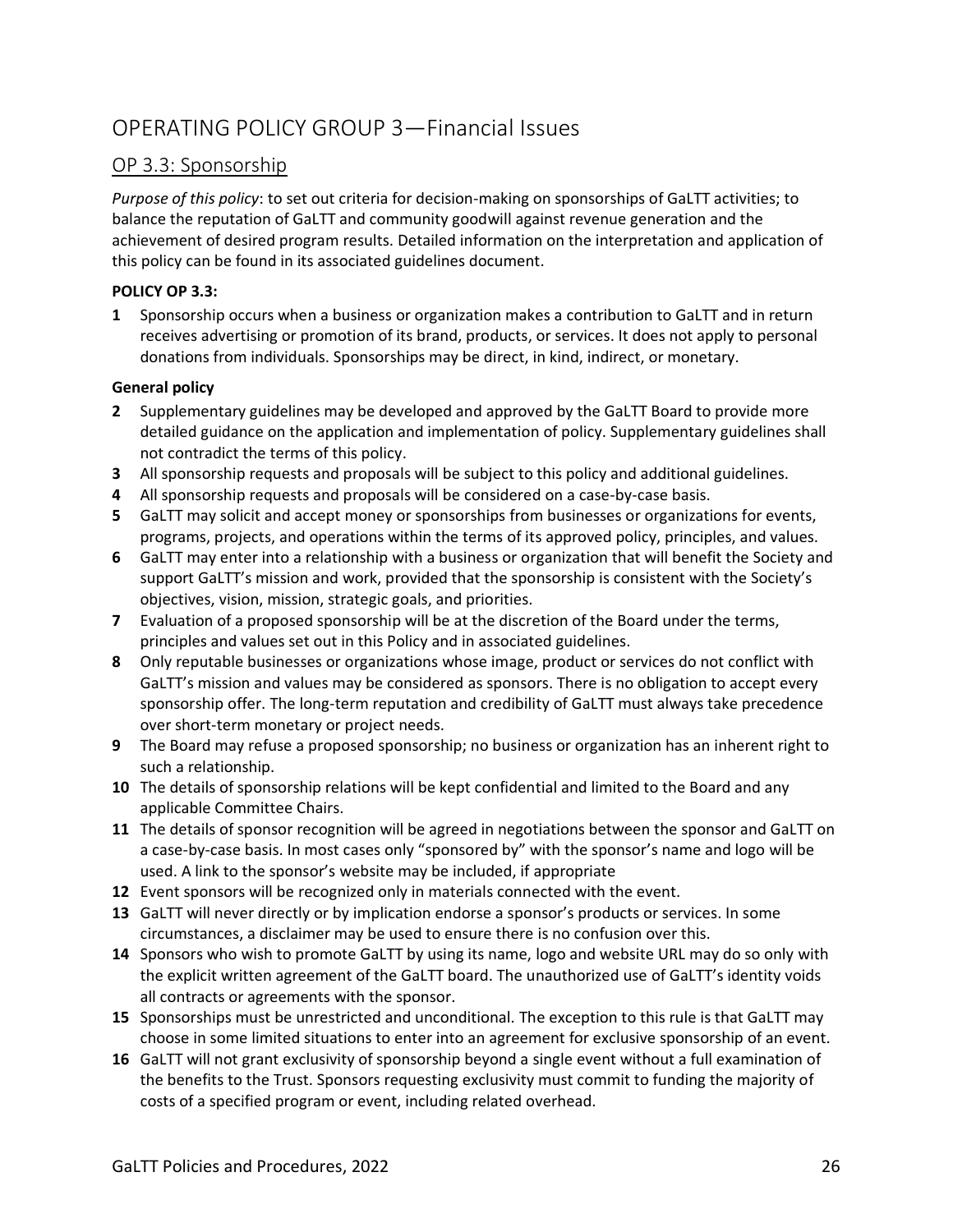## OPERATING POLICY GROUP 3—Financial Issues

### OP 3.3: Sponsorship

*Purpose of this policy*: to set out criteria for decision-making on sponsorships of GaLTT activities; to balance the reputation of GaLTT and community goodwill against revenue generation and the achievement of desired program results. Detailed information on the interpretation and application of this policy can be found in its associated guidelines document.

**POLICY OP 3.3:**

**1** Sponsorship occurs when a business or organization makes a contribution to GaLTT and in return receives advertising or promotion of its brand, products, or services. It does not apply to personal donations from individuals. Sponsorships may be direct, in kind, indirect, or monetary.

**General policy**

**2** Supplementary guidelines may be developed and approved by the GaLTT Board to provide more detailed guidance on the application and implementation of policy. Supplementary guidelines shall not contradict the terms of this policy.

**3** All sponsorship requests and proposals will be subject to this policy and additional guidelines.

**4** All sponsorship requests and proposals will be considered on a case-by-case basis.

**5** GaLTT may solicit and accept money or sponsorships from businesses or organizations for events, programs, projects, and operations within the terms of its approved policy, principles, and values.

**6** GaLTT may enter into a relationship with a business or organization that will benefit the Society and support GaLTT's mission and work, provided that the sponsorship is consistent with the Society's objectives, vision, mission, strategic goals, and priorities.

**7** Evaluation of a proposed sponsorship will be at the discretion of the Board under the terms, principles and values set out in this Policy and in associated guidelines.

**8** Only reputable businesses or organizations whose image, product or services do not conflict with GaLTT's mission and values may be considered as sponsors. There is no obligation to accept every sponsorship offer. The long-term reputation and credibility of GaLTT must always take precedence over short-term monetary or project needs.

**9** The Board may refuse a proposed sponsorship; no business or organization has an inherent right to such a relationship.

**10** The details of sponsorship relations will be kept confidential and limited to the Board and any applicable Committee Chairs.

**11** The details of sponsor recognition will be agreed in negotiations between the sponsor and GaLTT on a case-by-case basis. In most cases only "sponsored by" with the sponsor's name and logo will be used. A link to the sponsor's website may be included, if appropriate

**12** Event sponsors will be recognized only in materials connected with the event.

**13** GaLTT will never directly or by implication endorse a sponsor's products or services. In some circumstances, a disclaimer may be used to ensure there is no confusion over this.

**14** Sponsors who wish to promote GaLTT by using its name, logo and website URL may do so only with the explicit written agreement of the GaLTT board. The unauthorized use of GaLTT's identity voids all contracts or agreements with the sponsor.

**15** Sponsorships must be unrestricted and unconditional. The exception to this rule is that GaLTT may choose in some limited situations to enter into an agreement for exclusive sponsorship of an event.

**16** GaLTT will not grant exclusivity of sponsorship beyond a single event without a full examination of the benefits to the Trust. Sponsors requesting exclusivity must commit to funding the majority of costs of a specified program or event, including related overhead.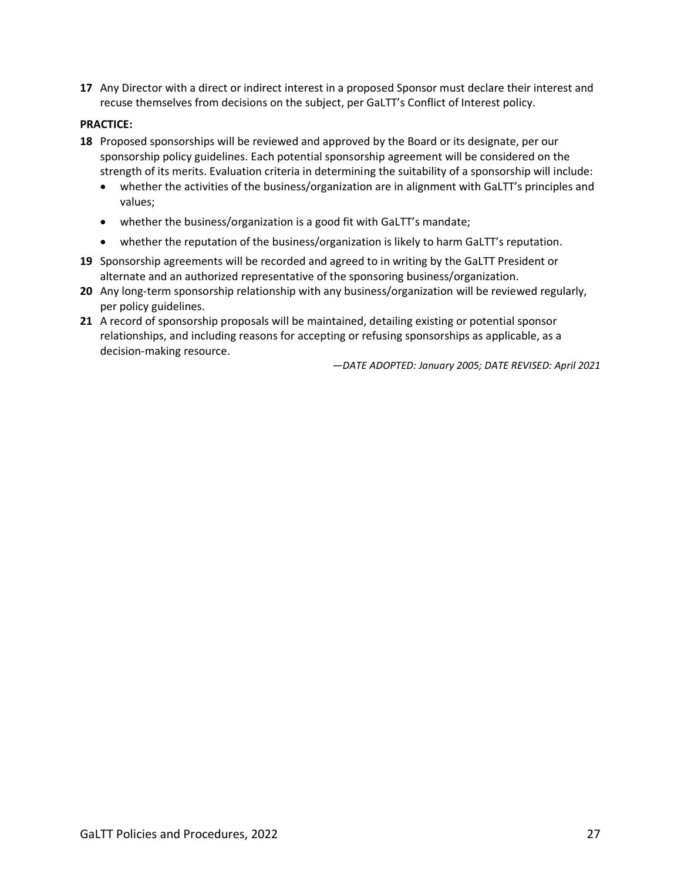**17** Any Director with a direct or indirect interest in a proposed Sponsor must declare their interest and recuse themselves from decisions on the subject, per GaLTT's Conflict of Interest policy.

**PRACTICE:**

**18** Proposed sponsorships will be reviewed and approved by the Board or its designate, per our sponsorship policy guidelines. Each potential sponsorship agreement will be considered on the strength of its merits. Evaluation criteria in determining the suitability of a sponsorship will include:

- whether the activities of the business/organization are in alignment with GaLTT's principles and values;
- whether the business/organization is a good fit with GaLTT's mandate;
- whether the reputation of the business/organization is likely to harm GaLTT's reputation.

**19** Sponsorship agreements will be recorded and agreed to in writing by the GaLTT President or alternate and an authorized representative of the sponsoring business/organization.

**20** Any long-term sponsorship relationship with any business/organization will be reviewed regularly, per policy guidelines.

**21** A record of sponsorship proposals will be maintained, detailing existing or potential sponsor relationships, and including reasons for accepting or refusing sponsorships as applicable, as a decision-making resource.

*—DATE ADOPTED: January 2005; DATE REVISED: April 2021*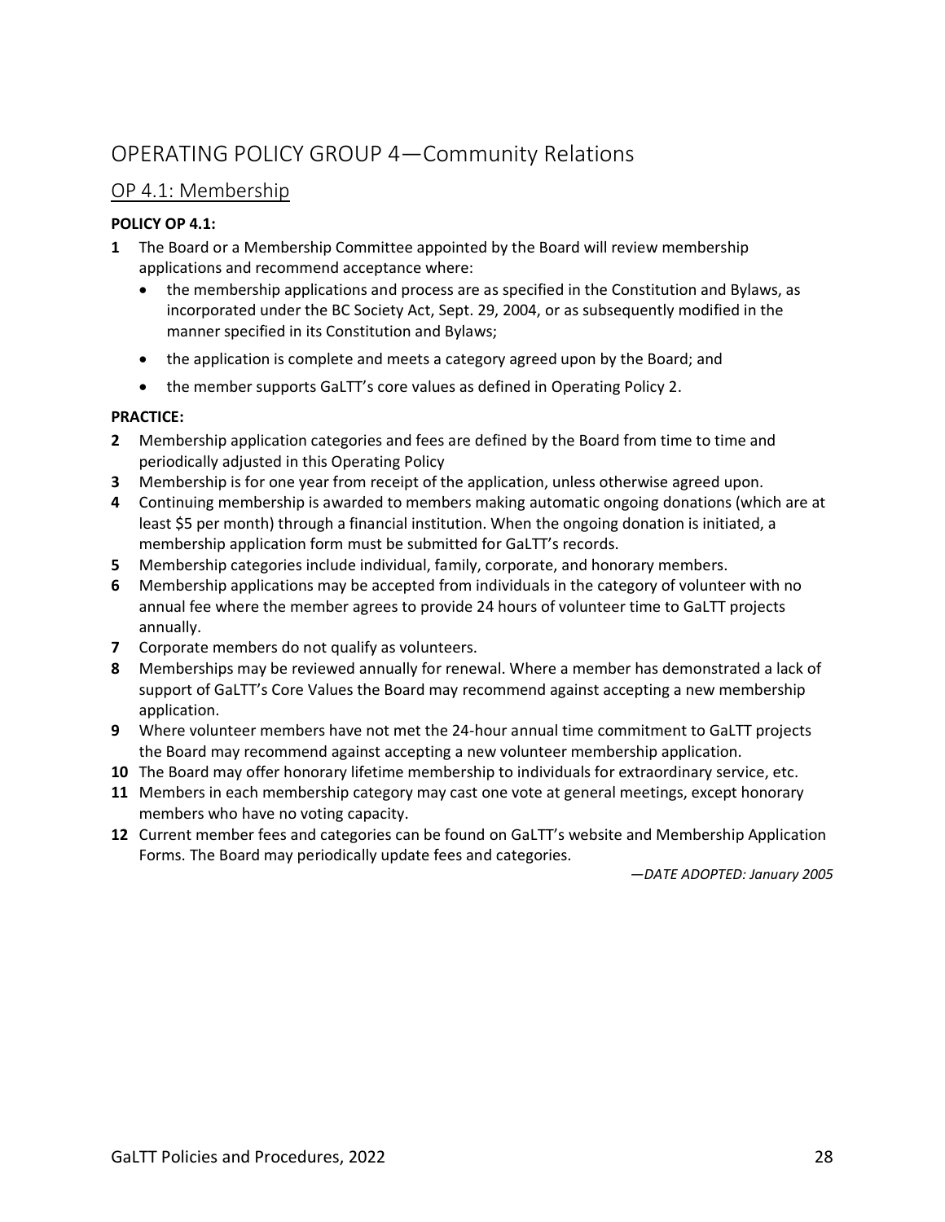# OPERATING POLICY GROUP 4—Community Relations

## OP 4.1: Membership

**POLICY OP 4.1:**

**1** The Board or a Membership Committee appointed by the Board will review membership applications and recommend acceptance where:

- the membership applications and process are as specified in the Constitution and Bylaws, as incorporated under the BC Society Act, Sept. 29, 2004, or as subsequently modified in the manner specified in its Constitution and Bylaws;
- the application is complete and meets a category agreed upon by the Board; and
- the member supports GaLTT's core values as defined in Operating Policy 2.

**PRACTICE:**

**2** Membership application categories and fees are defined by the Board from time to time and periodically adjusted in this Operating Policy

**3** Membership is for one year from receipt of the application, unless otherwise agreed upon.

**4** Continuing membership is awarded to members making automatic ongoing donations (which are at least $5 per month) through a financial institution. When the ongoing donation is initiated, a membership application form must be submitted for GaLTT's records.

**5** Membership categories include individual, family, corporate, and honorary members.

**6** Membership applications may be accepted from individuals in the category of volunteer with no annual fee where the member agrees to provide 24 hours of volunteer time to GaLTT projects annually.

**7** Corporate members do not qualify as volunteers.

**8** Memberships may be reviewed annually for renewal. Where a member has demonstrated a lack of support of GaLTT's Core Values the Board may recommend against accepting a new membership application.

**9** Where volunteer members have not met the 24-hour annual time commitment to GaLTT projects the Board may recommend against accepting a new volunteer membership application.

**10** The Board may offer honorary lifetime membership to individuals for extraordinary service, etc.

**11** Members in each membership category may cast one vote at general meetings, except honorary members who have no voting capacity.

**12** Current member fees and categories can be found on GaLTT's website and Membership Application Forms. The Board may periodically update fees and categories.

*—DATE ADOPTED: January 2005*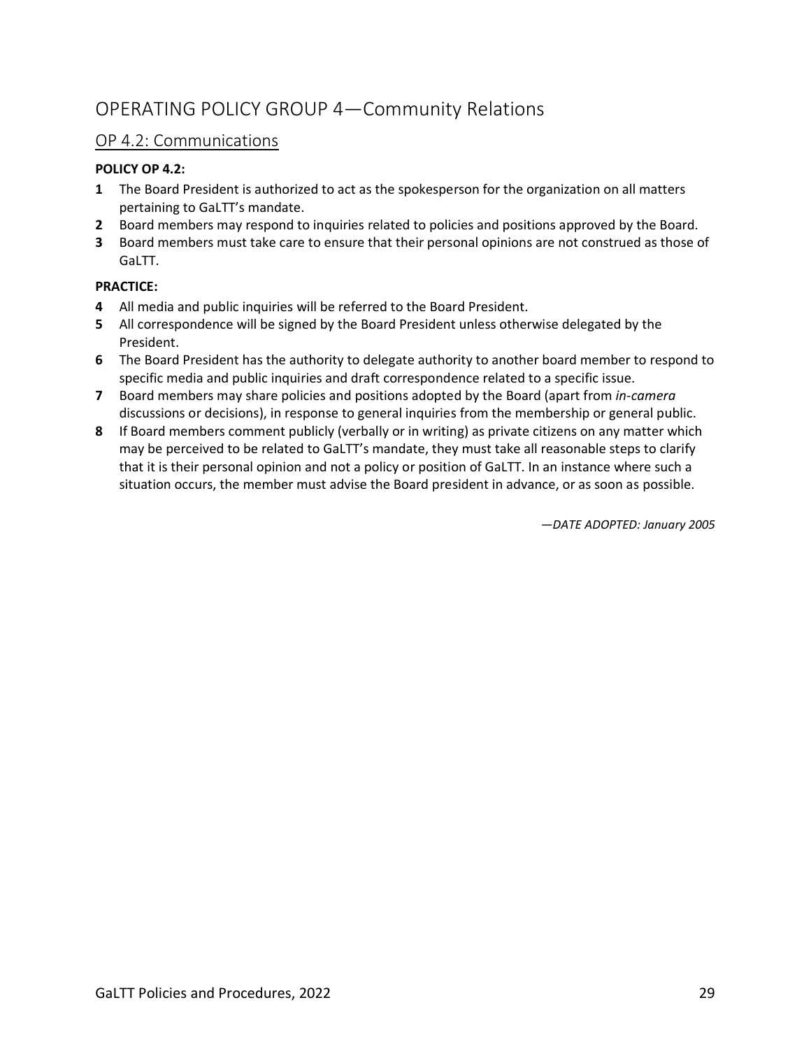# OPERATING POLICY GROUP 4—Community Relations

## OP 4.2: Communications

**POLICY OP 4.2:**

**1** The Board President is authorized to act as the spokesperson for the organization on all matters pertaining to GaLTT's mandate.

**2** Board members may respond to inquiries related to policies and positions approved by the Board.

**3** Board members must take care to ensure that their personal opinions are not construed as those of GaLTT.

**PRACTICE:**

**4** All media and public inquiries will be referred to the Board President.

**5** All correspondence will be signed by the Board President unless otherwise delegated by the President.

**6** The Board President has the authority to delegate authority to another board member to respond to specific media and public inquiries and draft correspondence related to a specific issue.

**7** Board members may share policies and positions adopted by the Board (apart from *in-camera* discussions or decisions), in response to general inquiries from the membership or general public.

**8** If Board members comment publicly (verbally or in writing) as private citizens on any matter which may be perceived to be related to GaLTT's mandate, they must take all reasonable steps to clarify that it is their personal opinion and not a policy or position of GaLTT. In an instance where such a situation occurs, the member must advise the Board president in advance, or as soon as possible.

*—DATE ADOPTED: January 2005*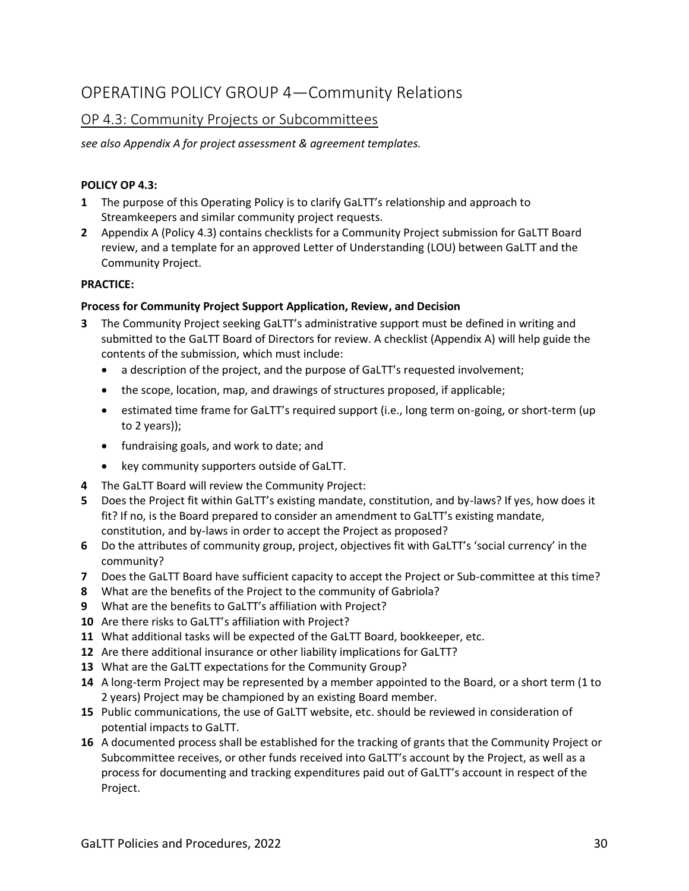# OPERATING POLICY GROUP 4—Community Relations

## OP 4.3: Community Projects or Subcommittees

*see also Appendix A for project assessment & agreement templates.*

**POLICY OP 4.3:**

**1** The purpose of this Operating Policy is to clarify GaLTT's relationship and approach to Streamkeepers and similar community project requests.

**2** Appendix A (Policy 4.3) contains checklists for a Community Project submission for GaLTT Board review, and a template for an approved Letter of Understanding (LOU) between GaLTT and the Community Project.

**PRACTICE:**

**Process for Community Project Support Application, Review, and Decision**

**3** The Community Project seeking GaLTT's administrative support must be defined in writing and submitted to the GaLTT Board of Directors for review. A checklist (Appendix A) will help guide the contents of the submission, which must include:

- a description of the project, and the purpose of GaLTT's requested involvement;
- the scope, location, map, and drawings of structures proposed, if applicable;
- estimated time frame for GaLTT's required support (i.e., long term on-going, or short-term (up to 2 years));
- fundraising goals, and work to date; and
- key community supporters outside of GaLTT.

**4** The GaLTT Board will review the Community Project:

**5** Does the Project fit within GaLTT's existing mandate, constitution, and by-laws? If yes, how does it fit? If no, is the Board prepared to consider an amendment to GaLTT's existing mandate, constitution, and by-laws in order to accept the Project as proposed?

**6** Do the attributes of community group, project, objectives fit with GaLTT's 'social currency' in the community?

**7** Does the GaLTT Board have sufficient capacity to accept the Project or Sub-committee at this time?

**8** What are the benefits of the Project to the community of Gabriola?

**9** What are the benefits to GaLTT's affiliation with Project?

**10** Are there risks to GaLTT's affiliation with Project?

**11** What additional tasks will be expected of the GaLTT Board, bookkeeper, etc.

**12** Are there additional insurance or other liability implications for GaLTT?

**13** What are the GaLTT expectations for the Community Group?

**14** A long-term Project may be represented by a member appointed to the Board, or a short term (1 to 2 years) Project may be championed by an existing Board member.

**15** Public communications, the use of GaLTT website, etc. should be reviewed in consideration of potential impacts to GaLTT.

**16** A documented process shall be established for the tracking of grants that the Community Project or Subcommittee receives, or other funds received into GaLTT's account by the Project, as well as a process for documenting and tracking expenditures paid out of GaLTT's account in respect of the Project.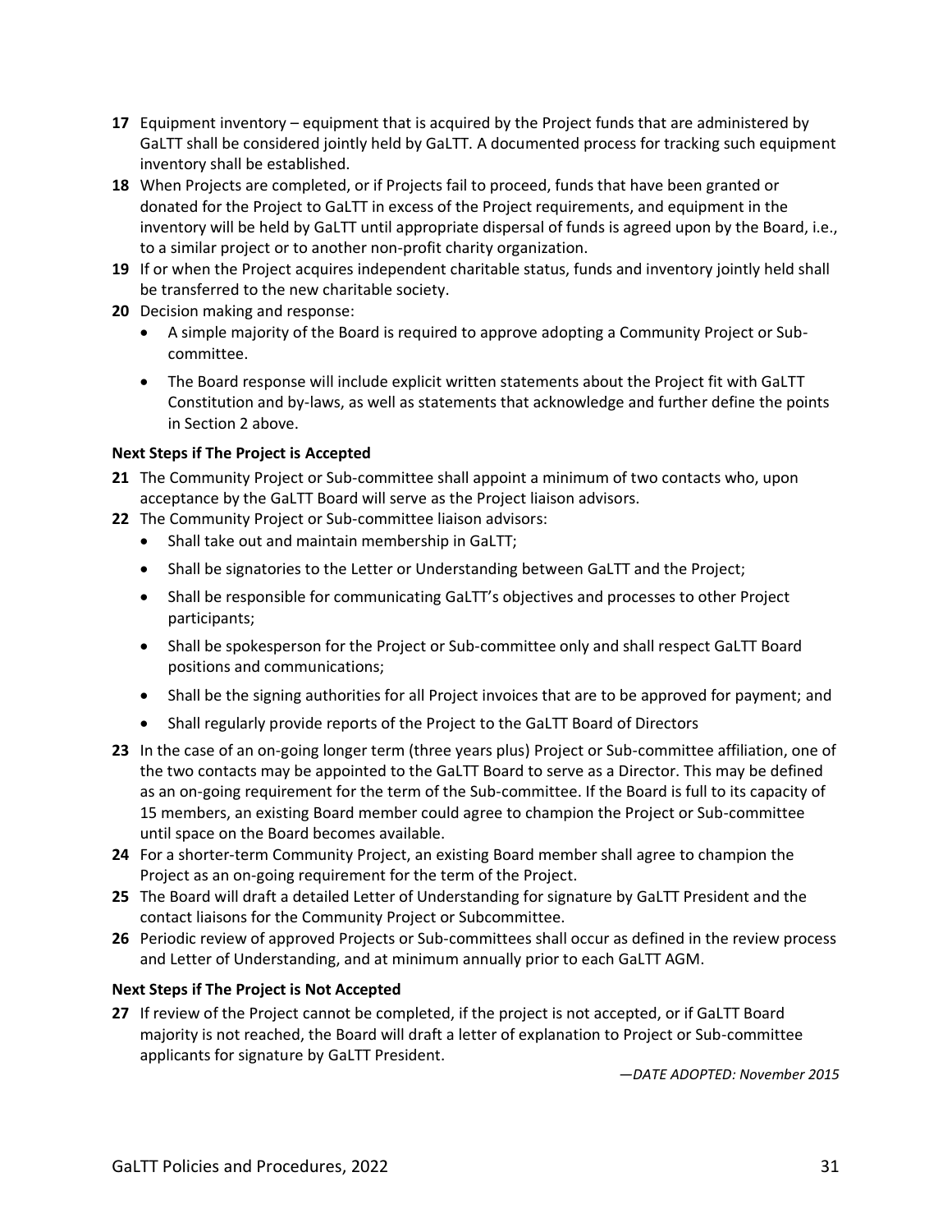**17** Equipment inventory – equipment that is acquired by the Project funds that are administered by GaLTT shall be considered jointly held by GaLTT. A documented process for tracking such equipment inventory shall be established.

**18** When Projects are completed, or if Projects fail to proceed, funds that have been granted or donated for the Project to GaLTT in excess of the Project requirements, and equipment in the inventory will be held by GaLTT until appropriate dispersal of funds is agreed upon by the Board, i.e., to a similar project or to another non-profit charity organization.

**19** If or when the Project acquires independent charitable status, funds and inventory jointly held shall be transferred to the new charitable society.

**20** Decision making and response:

- A simple majority of the Board is required to approve adopting a Community Project or Sub-committee.
- The Board response will include explicit written statements about the Project fit with GaLTT Constitution and by-laws, as well as statements that acknowledge and further define the points in Section 2 above.

**Next Steps if The Project is Accepted**

**21** The Community Project or Sub-committee shall appoint a minimum of two contacts who, upon acceptance by the GaLTT Board will serve as the Project liaison advisors.

**22** The Community Project or Sub-committee liaison advisors:

- Shall take out and maintain membership in GaLTT;
- Shall be signatories to the Letter or Understanding between GaLTT and the Project;
- Shall be responsible for communicating GaLTT's objectives and processes to other Project participants;
- Shall be spokesperson for the Project or Sub-committee only and shall respect GaLTT Board positions and communications;
- Shall be the signing authorities for all Project invoices that are to be approved for payment; and
- Shall regularly provide reports of the Project to the GaLTT Board of Directors

**23** In the case of an on-going longer term (three years plus) Project or Sub-committee affiliation, one of the two contacts may be appointed to the GaLTT Board to serve as a Director. This may be defined as an on-going requirement for the term of the Sub-committee. If the Board is full to its capacity of 15 members, an existing Board member could agree to champion the Project or Sub-committee until space on the Board becomes available.

**24** For a shorter-term Community Project, an existing Board member shall agree to champion the Project as an on-going requirement for the term of the Project.

**25** The Board will draft a detailed Letter of Understanding for signature by GaLTT President and the contact liaisons for the Community Project or Subcommittee.

**26** Periodic review of approved Projects or Sub-committees shall occur as defined in the review process and Letter of Understanding, and at minimum annually prior to each GaLTT AGM.

**Next Steps if The Project is Not Accepted**

**27** If review of the Project cannot be completed, if the project is not accepted, or if GaLTT Board majority is not reached, the Board will draft a letter of explanation to Project or Sub-committee applicants for signature by GaLTT President.

*—DATE ADOPTED: November 2015*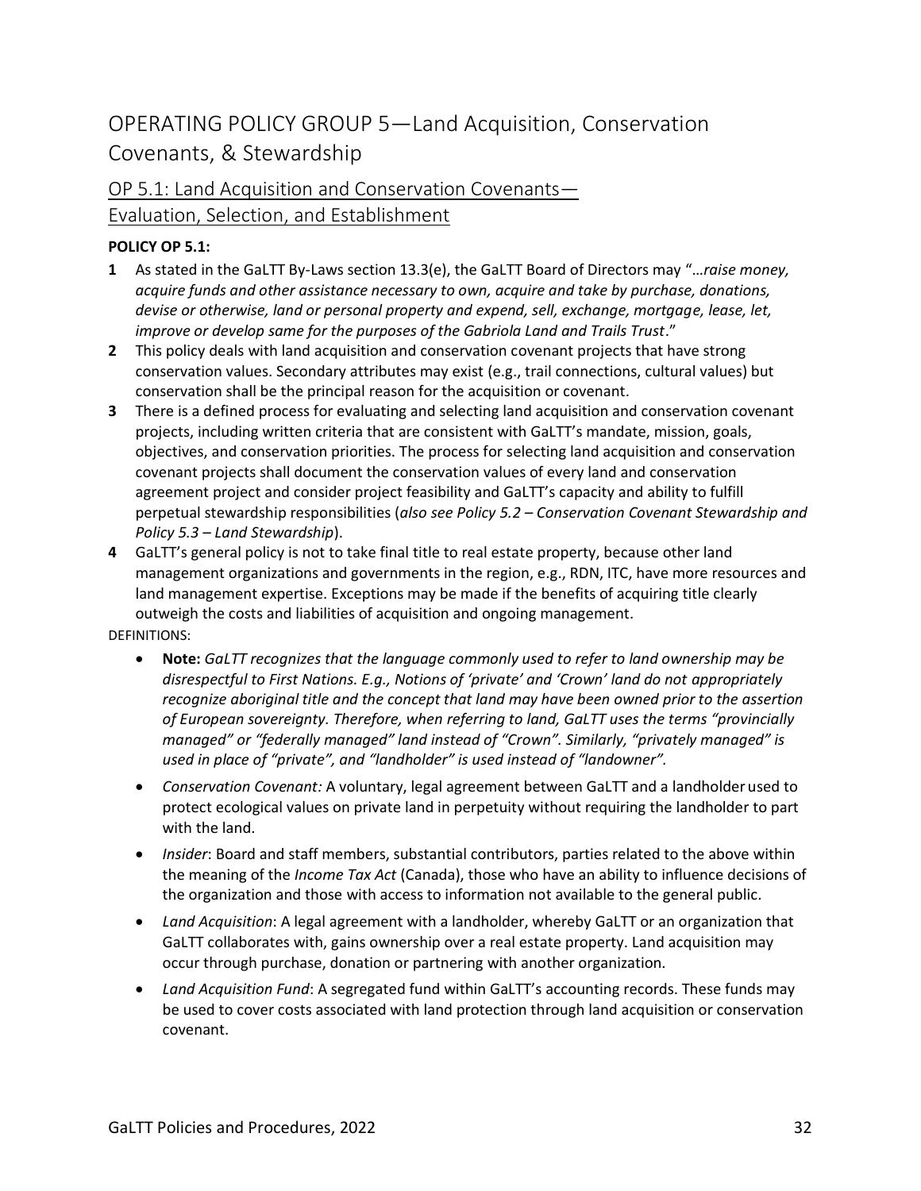# OPERATING POLICY GROUP 5—Land Acquisition, Conservation Covenants, & Stewardship

## OP 5.1: Land Acquisition and Conservation Covenants—Evaluation, Selection, and Establishment

**POLICY OP 5.1:**

**1** As stated in the GaLTT By-Laws section 13.3(e), the GaLTT Board of Directors may "*…raise money, acquire funds and other assistance necessary to own, acquire and take by purchase, donations, devise or otherwise, land or personal property and expend, sell, exchange, mortgage, lease, let, improve or develop same for the purposes of the Gabriola Land and Trails Trust*."

**2** This policy deals with land acquisition and conservation covenant projects that have strong conservation values. Secondary attributes may exist (e.g., trail connections, cultural values) but conservation shall be the principal reason for the acquisition or covenant.

**3** There is a defined process for evaluating and selecting land acquisition and conservation covenant projects, including written criteria that are consistent with GaLTT's mandate, mission, goals, objectives, and conservation priorities. The process for selecting land acquisition and conservation covenant projects shall document the conservation values of every land and conservation agreement project and consider project feasibility and GaLTT's capacity and ability to fulfill perpetual stewardship responsibilities (*also see Policy 5.2 – Conservation Covenant Stewardship and Policy 5.3 – Land Stewardship*).

**4** GaLTT's general policy is not to take final title to real estate property, because other land management organizations and governments in the region, e.g., RDN, ITC, have more resources and land management expertise. Exceptions may be made if the benefits of acquiring title clearly outweigh the costs and liabilities of acquisition and ongoing management.

DEFINITIONS:

- **Note:** *GaLTT recognizes that the language commonly used to refer to land ownership may be disrespectful to First Nations. E.g., Notions of 'private' and 'Crown' land do not appropriately recognize aboriginal title and the concept that land may have been owned prior to the assertion of European sovereignty. Therefore, when referring to land, GaLTT uses the terms "provincially managed" or "federally managed" land instead of "Crown". Similarly, "privately managed" is used in place of "private", and "landholder" is used instead of "landowner".*
- *Conservation Covenant:* A voluntary, legal agreement between GaLTT and a landholder used to protect ecological values on private land in perpetuity without requiring the landholder to part with the land.
- *Insider*: Board and staff members, substantial contributors, parties related to the above within the meaning of the *Income Tax Act* (Canada), those who have an ability to influence decisions of the organization and those with access to information not available to the general public.
- *Land Acquisition*: A legal agreement with a landholder, whereby GaLTT or an organization that GaLTT collaborates with, gains ownership over a real estate property. Land acquisition may occur through purchase, donation or partnering with another organization.
- *Land Acquisition Fund*: A segregated fund within GaLTT's accounting records. These funds may be used to cover costs associated with land protection through land acquisition or conservation covenant.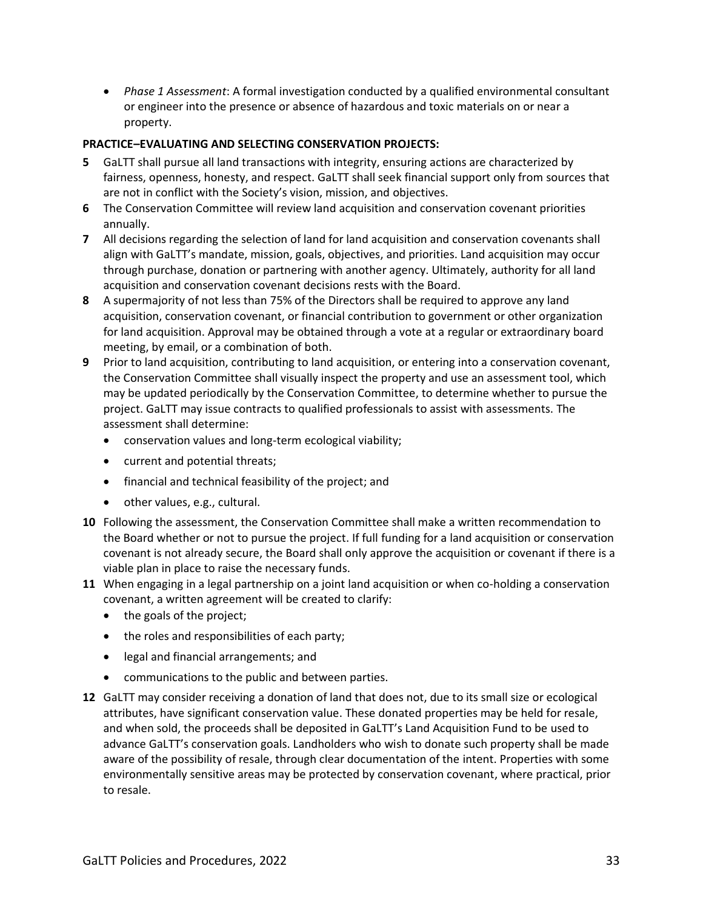- *Phase 1 Assessment*: A formal investigation conducted by a qualified environmental consultant or engineer into the presence or absence of hazardous and toxic materials on or near a property.

**PRACTICE–EVALUATING AND SELECTING CONSERVATION PROJECTS:**

**5** GaLTT shall pursue all land transactions with integrity, ensuring actions are characterized by fairness, openness, honesty, and respect. GaLTT shall seek financial support only from sources that are not in conflict with the Society's vision, mission, and objectives.

**6** The Conservation Committee will review land acquisition and conservation covenant priorities annually.

**7** All decisions regarding the selection of land for land acquisition and conservation covenants shall align with GaLTT's mandate, mission, goals, objectives, and priorities. Land acquisition may occur through purchase, donation or partnering with another agency. Ultimately, authority for all land acquisition and conservation covenant decisions rests with the Board.

**8** A supermajority of not less than 75% of the Directors shall be required to approve any land acquisition, conservation covenant, or financial contribution to government or other organization for land acquisition. Approval may be obtained through a vote at a regular or extraordinary board meeting, by email, or a combination of both.

**9** Prior to land acquisition, contributing to land acquisition, or entering into a conservation covenant, the Conservation Committee shall visually inspect the property and use an assessment tool, which may be updated periodically by the Conservation Committee, to determine whether to pursue the project. GaLTT may issue contracts to qualified professionals to assist with assessments. The assessment shall determine:

- conservation values and long-term ecological viability;
- current and potential threats;
- financial and technical feasibility of the project; and
- other values, e.g., cultural.

**10** Following the assessment, the Conservation Committee shall make a written recommendation to the Board whether or not to pursue the project. If full funding for a land acquisition or conservation covenant is not already secure, the Board shall only approve the acquisition or covenant if there is a viable plan in place to raise the necessary funds.

**11** When engaging in a legal partnership on a joint land acquisition or when co-holding a conservation covenant, a written agreement will be created to clarify:

- the goals of the project;
- the roles and responsibilities of each party;
- legal and financial arrangements; and
- communications to the public and between parties.

**12** GaLTT may consider receiving a donation of land that does not, due to its small size or ecological attributes, have significant conservation value. These donated properties may be held for resale, and when sold, the proceeds shall be deposited in GaLTT's Land Acquisition Fund to be used to advance GaLTT's conservation goals. Landholders who wish to donate such property shall be made aware of the possibility of resale, through clear documentation of the intent. Properties with some environmentally sensitive areas may be protected by conservation covenant, where practical, prior to resale.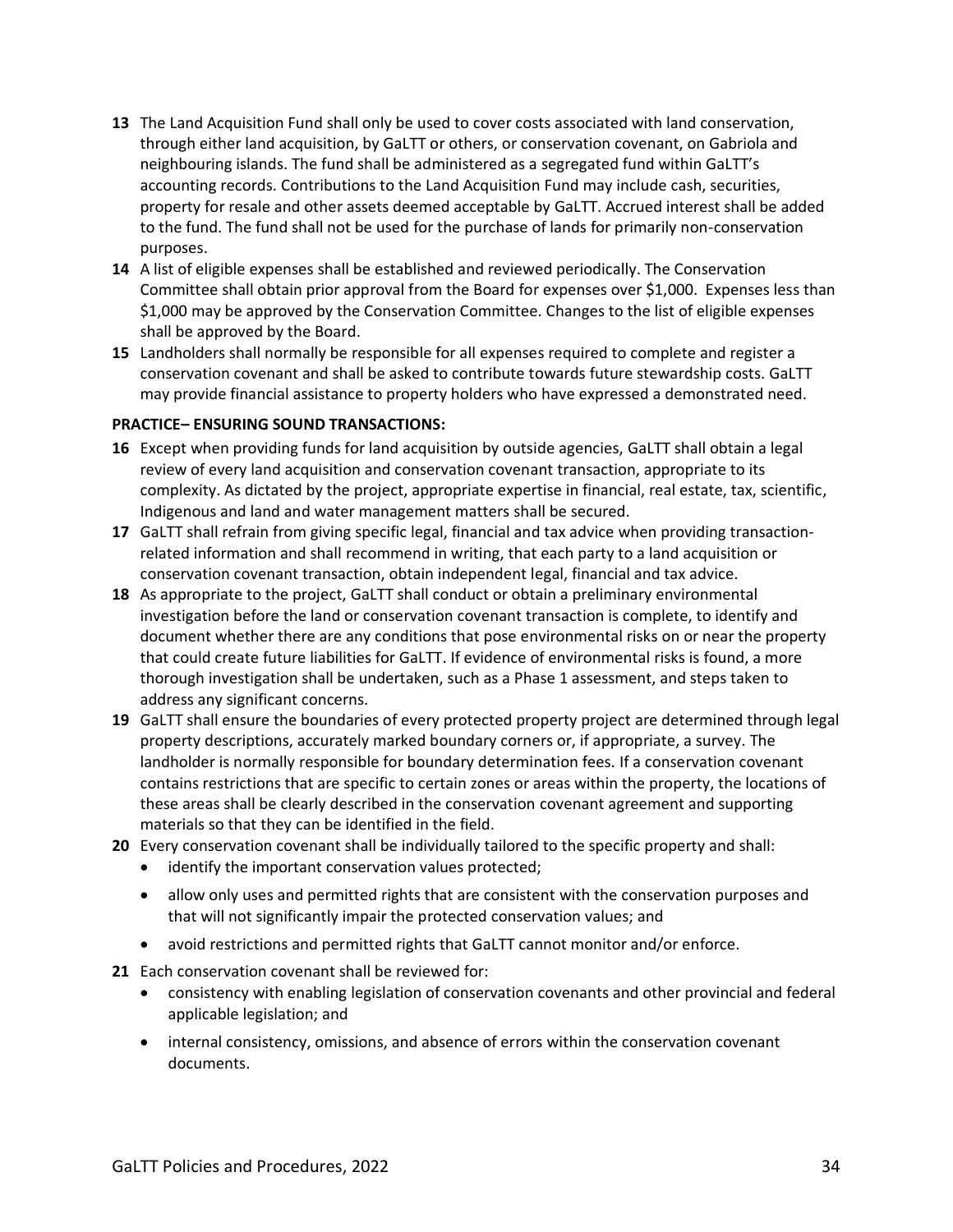**13** The Land Acquisition Fund shall only be used to cover costs associated with land conservation, through either land acquisition, by GaLTT or others, or conservation covenant, on Gabriola and neighbouring islands. The fund shall be administered as a segregated fund within GaLTT's accounting records. Contributions to the Land Acquisition Fund may include cash, securities, property for resale and other assets deemed acceptable by GaLTT. Accrued interest shall be added to the fund. The fund shall not be used for the purchase of lands for primarily non-conservation purposes.

**14** A list of eligible expenses shall be established and reviewed periodically. The Conservation Committee shall obtain prior approval from the Board for expenses over $1,000. Expenses less than $1,000 may be approved by the Conservation Committee. Changes to the list of eligible expenses shall be approved by the Board.

**15** Landholders shall normally be responsible for all expenses required to complete and register a conservation covenant and shall be asked to contribute towards future stewardship costs. GaLTT may provide financial assistance to property holders who have expressed a demonstrated need.

**PRACTICE– ENSURING SOUND TRANSACTIONS:**

**16** Except when providing funds for land acquisition by outside agencies, GaLTT shall obtain a legal review of every land acquisition and conservation covenant transaction, appropriate to its complexity. As dictated by the project, appropriate expertise in financial, real estate, tax, scientific, Indigenous and land and water management matters shall be secured.

**17** GaLTT shall refrain from giving specific legal, financial and tax advice when providing transaction-related information and shall recommend in writing, that each party to a land acquisition or conservation covenant transaction, obtain independent legal, financial and tax advice.

**18** As appropriate to the project, GaLTT shall conduct or obtain a preliminary environmental investigation before the land or conservation covenant transaction is complete, to identify and document whether there are any conditions that pose environmental risks on or near the property that could create future liabilities for GaLTT. If evidence of environmental risks is found, a more thorough investigation shall be undertaken, such as a Phase 1 assessment, and steps taken to address any significant concerns.

**19** GaLTT shall ensure the boundaries of every protected property project are determined through legal property descriptions, accurately marked boundary corners or, if appropriate, a survey. The landholder is normally responsible for boundary determination fees. If a conservation covenant contains restrictions that are specific to certain zones or areas within the property, the locations of these areas shall be clearly described in the conservation covenant agreement and supporting materials so that they can be identified in the field.

**20** Every conservation covenant shall be individually tailored to the specific property and shall:

- identify the important conservation values protected;
- allow only uses and permitted rights that are consistent with the conservation purposes and that will not significantly impair the protected conservation values; and
- avoid restrictions and permitted rights that GaLTT cannot monitor and/or enforce.

**21** Each conservation covenant shall be reviewed for:

- consistency with enabling legislation of conservation covenants and other provincial and federal applicable legislation; and
- internal consistency, omissions, and absence of errors within the conservation covenant documents.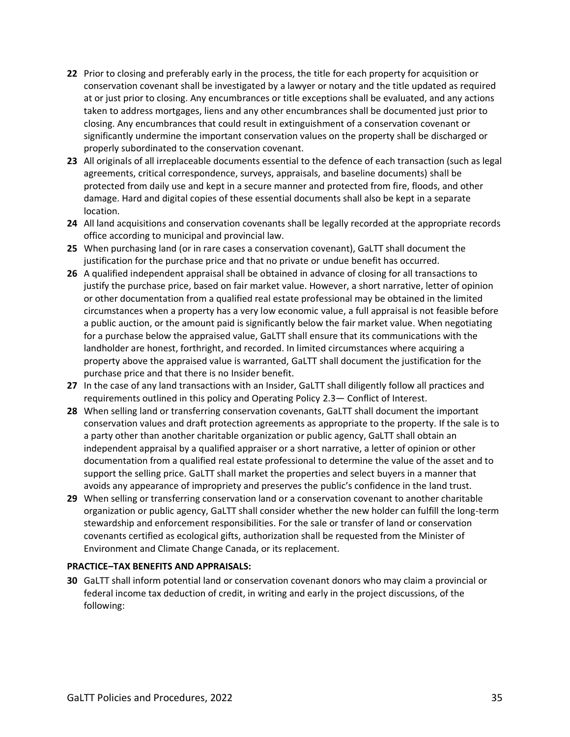**22** Prior to closing and preferably early in the process, the title for each property for acquisition or conservation covenant shall be investigated by a lawyer or notary and the title updated as required at or just prior to closing. Any encumbrances or title exceptions shall be evaluated, and any actions taken to address mortgages, liens and any other encumbrances shall be documented just prior to closing. Any encumbrances that could result in extinguishment of a conservation covenant or significantly undermine the important conservation values on the property shall be discharged or properly subordinated to the conservation covenant.

**23** All originals of all irreplaceable documents essential to the defence of each transaction (such as legal agreements, critical correspondence, surveys, appraisals, and baseline documents) shall be protected from daily use and kept in a secure manner and protected from fire, floods, and other damage. Hard and digital copies of these essential documents shall also be kept in a separate location.

**24** All land acquisitions and conservation covenants shall be legally recorded at the appropriate records office according to municipal and provincial law.

**25** When purchasing land (or in rare cases a conservation covenant), GaLTT shall document the justification for the purchase price and that no private or undue benefit has occurred.

**26** A qualified independent appraisal shall be obtained in advance of closing for all transactions to justify the purchase price, based on fair market value. However, a short narrative, letter of opinion or other documentation from a qualified real estate professional may be obtained in the limited circumstances when a property has a very low economic value, a full appraisal is not feasible before a public auction, or the amount paid is significantly below the fair market value. When negotiating for a purchase below the appraised value, GaLTT shall ensure that its communications with the landholder are honest, forthright, and recorded. In limited circumstances where acquiring a property above the appraised value is warranted, GaLTT shall document the justification for the purchase price and that there is no Insider benefit.

**27** In the case of any land transactions with an Insider, GaLTT shall diligently follow all practices and requirements outlined in this policy and Operating Policy 2.3— Conflict of Interest.

**28** When selling land or transferring conservation covenants, GaLTT shall document the important conservation values and draft protection agreements as appropriate to the property. If the sale is to a party other than another charitable organization or public agency, GaLTT shall obtain an independent appraisal by a qualified appraiser or a short narrative, a letter of opinion or other documentation from a qualified real estate professional to determine the value of the asset and to support the selling price. GaLTT shall market the properties and select buyers in a manner that avoids any appearance of impropriety and preserves the public's confidence in the land trust.

**29** When selling or transferring conservation land or a conservation covenant to another charitable organization or public agency, GaLTT shall consider whether the new holder can fulfill the long-term stewardship and enforcement responsibilities. For the sale or transfer of land or conservation covenants certified as ecological gifts, authorization shall be requested from the Minister of Environment and Climate Change Canada, or its replacement.

**PRACTICE–TAX BENEFITS AND APPRAISALS:**

**30** GaLTT shall inform potential land or conservation covenant donors who may claim a provincial or federal income tax deduction of credit, in writing and early in the project discussions, of the following: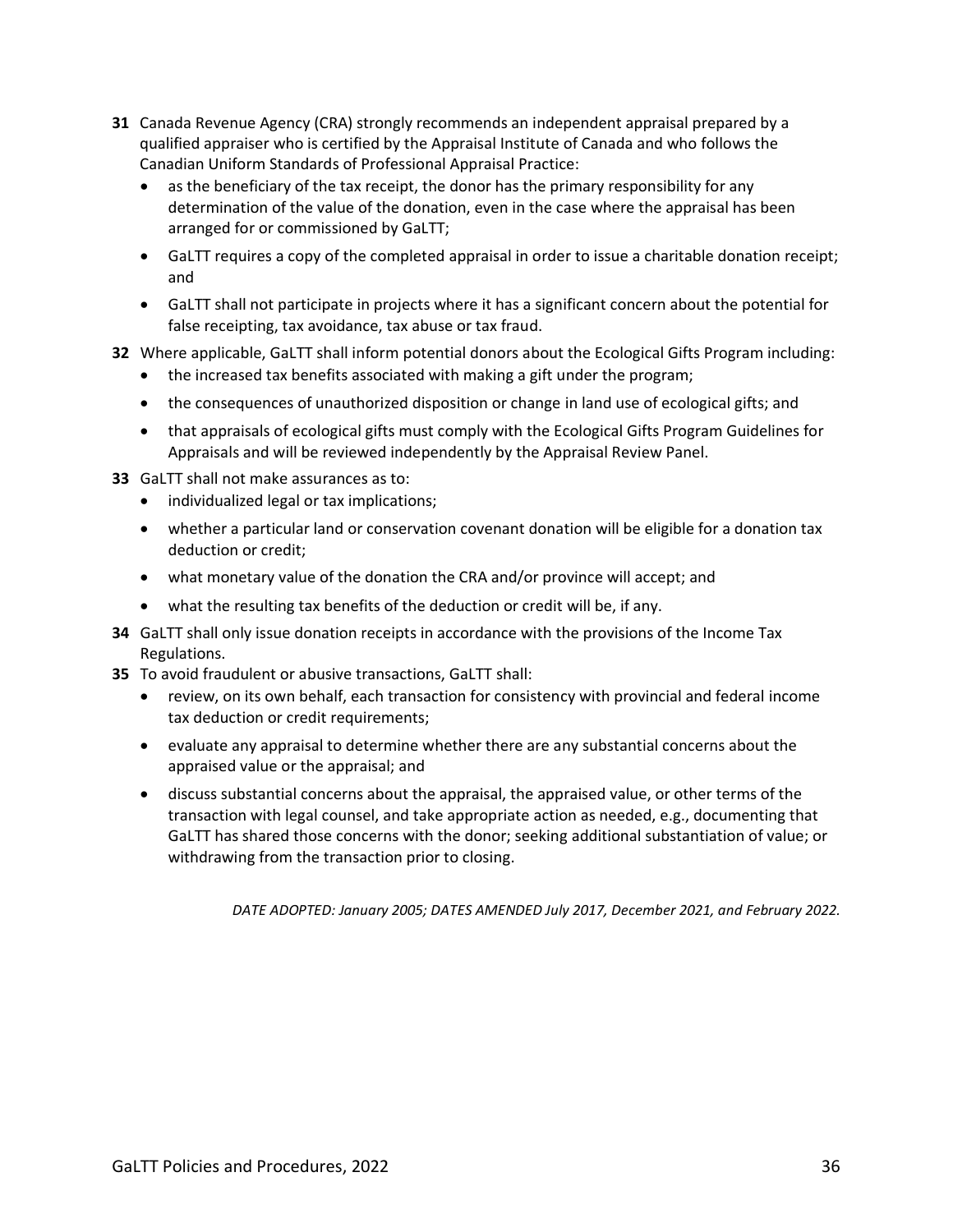**31** Canada Revenue Agency (CRA) strongly recommends an independent appraisal prepared by a qualified appraiser who is certified by the Appraisal Institute of Canada and who follows the Canadian Uniform Standards of Professional Appraisal Practice:

- as the beneficiary of the tax receipt, the donor has the primary responsibility for any determination of the value of the donation, even in the case where the appraisal has been arranged for or commissioned by GaLTT;
- GaLTT requires a copy of the completed appraisal in order to issue a charitable donation receipt; and
- GaLTT shall not participate in projects where it has a significant concern about the potential for false receipting, tax avoidance, tax abuse or tax fraud.

**32** Where applicable, GaLTT shall inform potential donors about the Ecological Gifts Program including:

- the increased tax benefits associated with making a gift under the program;
- the consequences of unauthorized disposition or change in land use of ecological gifts; and
- that appraisals of ecological gifts must comply with the Ecological Gifts Program Guidelines for Appraisals and will be reviewed independently by the Appraisal Review Panel.

**33** GaLTT shall not make assurances as to:

- individualized legal or tax implications;
- whether a particular land or conservation covenant donation will be eligible for a donation tax deduction or credit;
- what monetary value of the donation the CRA and/or province will accept; and
- what the resulting tax benefits of the deduction or credit will be, if any.

**34** GaLTT shall only issue donation receipts in accordance with the provisions of the Income Tax Regulations.

**35** To avoid fraudulent or abusive transactions, GaLTT shall:

- review, on its own behalf, each transaction for consistency with provincial and federal income tax deduction or credit requirements;
- evaluate any appraisal to determine whether there are any substantial concerns about the appraised value or the appraisal; and
- discuss substantial concerns about the appraisal, the appraised value, or other terms of the transaction with legal counsel, and take appropriate action as needed, e.g., documenting that GaLTT has shared those concerns with the donor; seeking additional substantiation of value; or withdrawing from the transaction prior to closing.

*DATE ADOPTED: January 2005; DATES AMENDED July 2017, December 2021, and February 2022.*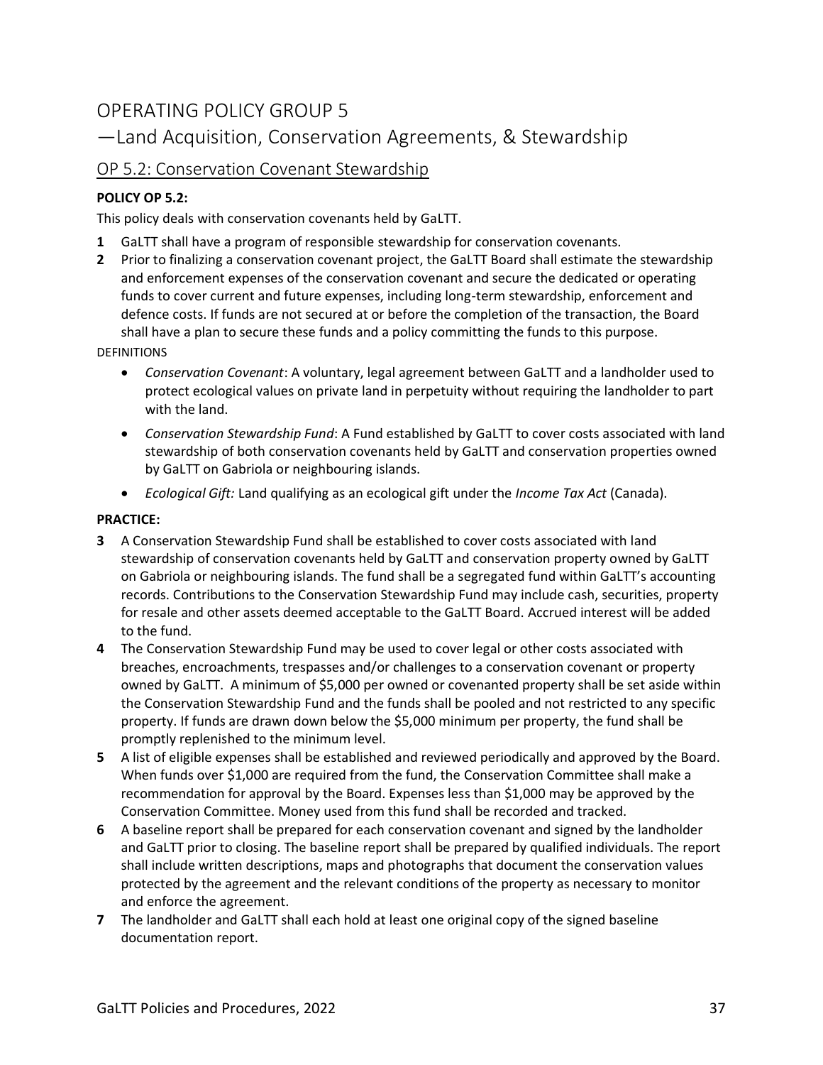# OPERATING POLICY GROUP 5

# —Land Acquisition, Conservation Agreements, & Stewardship

## OP 5.2: Conservation Covenant Stewardship

**POLICY OP 5.2:**

This policy deals with conservation covenants held by GaLTT.

**1** GaLTT shall have a program of responsible stewardship for conservation covenants.

**2** Prior to finalizing a conservation covenant project, the GaLTT Board shall estimate the stewardship and enforcement expenses of the conservation covenant and secure the dedicated or operating funds to cover current and future expenses, including long-term stewardship, enforcement and defence costs. If funds are not secured at or before the completion of the transaction, the Board shall have a plan to secure these funds and a policy committing the funds to this purpose.

DEFINITIONS

- *Conservation Covenant*: A voluntary, legal agreement between GaLTT and a landholder used to protect ecological values on private land in perpetuity without requiring the landholder to part with the land.
- *Conservation Stewardship Fund*: A Fund established by GaLTT to cover costs associated with land stewardship of both conservation covenants held by GaLTT and conservation properties owned by GaLTT on Gabriola or neighbouring islands.
- *Ecological Gift:* Land qualifying as an ecological gift under the *Income Tax Act* (Canada).

**PRACTICE:**

**3** A Conservation Stewardship Fund shall be established to cover costs associated with land stewardship of conservation covenants held by GaLTT and conservation property owned by GaLTT on Gabriola or neighbouring islands. The fund shall be a segregated fund within GaLTT's accounting records. Contributions to the Conservation Stewardship Fund may include cash, securities, property for resale and other assets deemed acceptable to the GaLTT Board. Accrued interest will be added to the fund.

**4** The Conservation Stewardship Fund may be used to cover legal or other costs associated with breaches, encroachments, trespasses and/or challenges to a conservation covenant or property owned by GaLTT. A minimum of $5,000 per owned or covenanted property shall be set aside within the Conservation Stewardship Fund and the funds shall be pooled and not restricted to any specific property. If funds are drawn down below the $5,000 minimum per property, the fund shall be promptly replenished to the minimum level.

**5** A list of eligible expenses shall be established and reviewed periodically and approved by the Board. When funds over $1,000 are required from the fund, the Conservation Committee shall make a recommendation for approval by the Board. Expenses less than $1,000 may be approved by the Conservation Committee. Money used from this fund shall be recorded and tracked.

**6** A baseline report shall be prepared for each conservation covenant and signed by the landholder and GaLTT prior to closing. The baseline report shall be prepared by qualified individuals. The report shall include written descriptions, maps and photographs that document the conservation values protected by the agreement and the relevant conditions of the property as necessary to monitor and enforce the agreement.

**7** The landholder and GaLTT shall each hold at least one original copy of the signed baseline documentation report.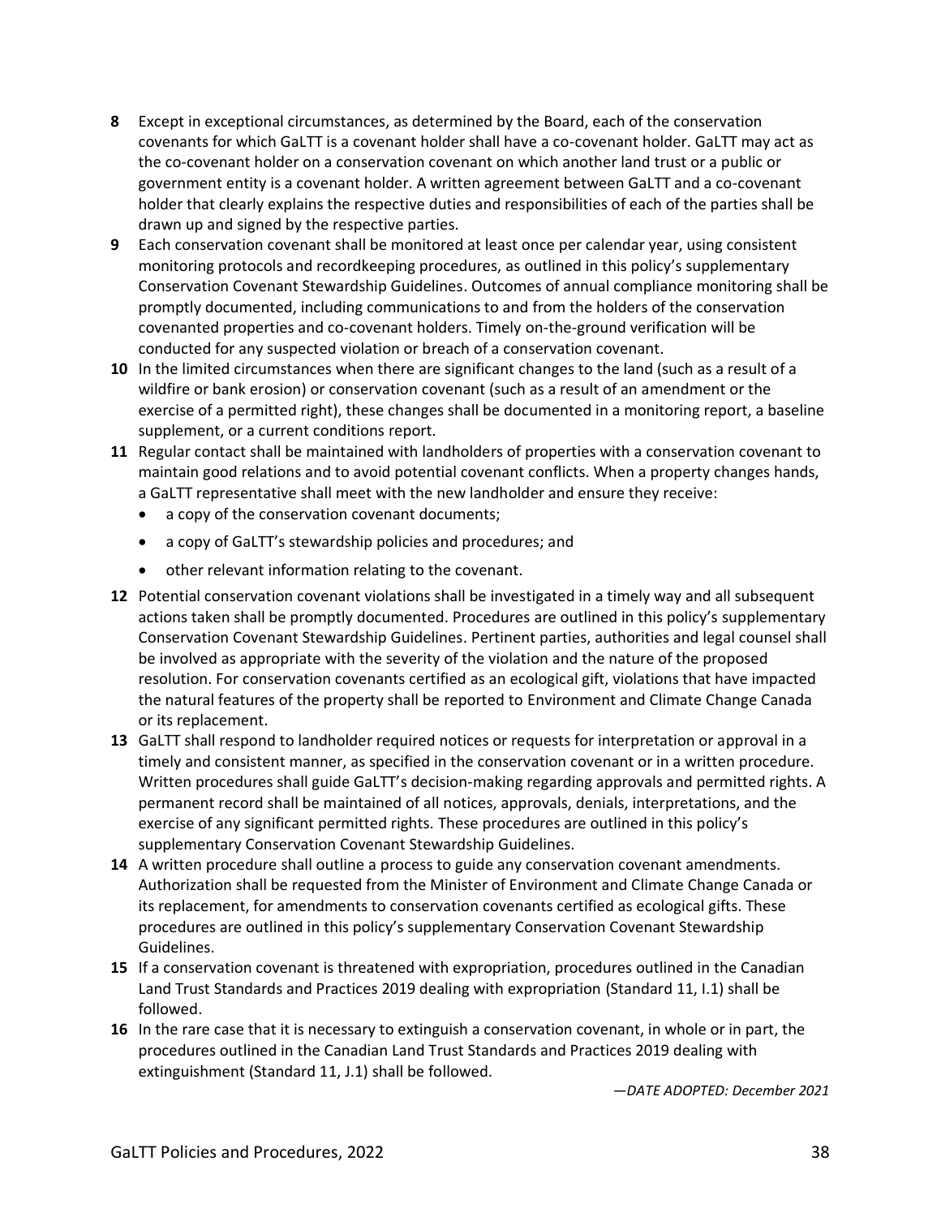**8** Except in exceptional circumstances, as determined by the Board, each of the conservation covenants for which GaLTT is a covenant holder shall have a co-covenant holder. GaLTT may act as the co-covenant holder on a conservation covenant on which another land trust or a public or government entity is a covenant holder. A written agreement between GaLTT and a co-covenant holder that clearly explains the respective duties and responsibilities of each of the parties shall be drawn up and signed by the respective parties.

**9** Each conservation covenant shall be monitored at least once per calendar year, using consistent monitoring protocols and recordkeeping procedures, as outlined in this policy's supplementary Conservation Covenant Stewardship Guidelines. Outcomes of annual compliance monitoring shall be promptly documented, including communications to and from the holders of the conservation covenanted properties and co-covenant holders. Timely on-the-ground verification will be conducted for any suspected violation or breach of a conservation covenant.

**10** In the limited circumstances when there are significant changes to the land (such as a result of a wildfire or bank erosion) or conservation covenant (such as a result of an amendment or the exercise of a permitted right), these changes shall be documented in a monitoring report, a baseline supplement, or a current conditions report.

**11** Regular contact shall be maintained with landholders of properties with a conservation covenant to maintain good relations and to avoid potential covenant conflicts. When a property changes hands, a GaLTT representative shall meet with the new landholder and ensure they receive:

- a copy of the conservation covenant documents;
- a copy of GaLTT's stewardship policies and procedures; and
- other relevant information relating to the covenant.

**12** Potential conservation covenant violations shall be investigated in a timely way and all subsequent actions taken shall be promptly documented. Procedures are outlined in this policy's supplementary Conservation Covenant Stewardship Guidelines. Pertinent parties, authorities and legal counsel shall be involved as appropriate with the severity of the violation and the nature of the proposed resolution. For conservation covenants certified as an ecological gift, violations that have impacted the natural features of the property shall be reported to Environment and Climate Change Canada or its replacement.

**13** GaLTT shall respond to landholder required notices or requests for interpretation or approval in a timely and consistent manner, as specified in the conservation covenant or in a written procedure. Written procedures shall guide GaLTT's decision-making regarding approvals and permitted rights. A permanent record shall be maintained of all notices, approvals, denials, interpretations, and the exercise of any significant permitted rights. These procedures are outlined in this policy's supplementary Conservation Covenant Stewardship Guidelines.

**14** A written procedure shall outline a process to guide any conservation covenant amendments. Authorization shall be requested from the Minister of Environment and Climate Change Canada or its replacement, for amendments to conservation covenants certified as ecological gifts. These procedures are outlined in this policy's supplementary Conservation Covenant Stewardship Guidelines.

**15** If a conservation covenant is threatened with expropriation, procedures outlined in the Canadian Land Trust Standards and Practices 2019 dealing with expropriation (Standard 11, I.1) shall be followed.

**16** In the rare case that it is necessary to extinguish a conservation covenant, in whole or in part, the procedures outlined in the Canadian Land Trust Standards and Practices 2019 dealing with extinguishment (Standard 11, J.1) shall be followed.

*—DATE ADOPTED: December 2021*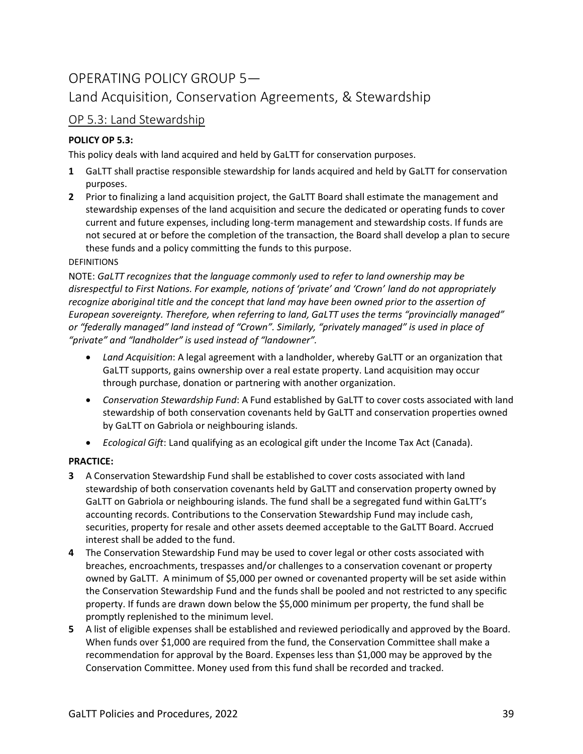# OPERATING POLICY GROUP 5—

# Land Acquisition, Conservation Agreements, & Stewardship

## OP 5.3: Land Stewardship

**POLICY OP 5.3:**

This policy deals with land acquired and held by GaLTT for conservation purposes.

**1** GaLTT shall practise responsible stewardship for lands acquired and held by GaLTT for conservation purposes.

**2** Prior to finalizing a land acquisition project, the GaLTT Board shall estimate the management and stewardship expenses of the land acquisition and secure the dedicated or operating funds to cover current and future expenses, including long-term management and stewardship costs. If funds are not secured at or before the completion of the transaction, the Board shall develop a plan to secure these funds and a policy committing the funds to this purpose.

DEFINITIONS

NOTE: *GaLTT recognizes that the language commonly used to refer to land ownership may be disrespectful to First Nations. For example, notions of 'private' and 'Crown' land do not appropriately recognize aboriginal title and the concept that land may have been owned prior to the assertion of European sovereignty. Therefore, when referring to land, GaLTT uses the terms "provincially managed" or "federally managed" land instead of "Crown". Similarly, "privately managed" is used in place of "private" and "landholder" is used instead of "landowner".*

- *Land Acquisition*: A legal agreement with a landholder, whereby GaLTT or an organization that GaLTT supports, gains ownership over a real estate property. Land acquisition may occur through purchase, donation or partnering with another organization.
- *Conservation Stewardship Fund*: A Fund established by GaLTT to cover costs associated with land stewardship of both conservation covenants held by GaLTT and conservation properties owned by GaLTT on Gabriola or neighbouring islands.
- *Ecological Gift*: Land qualifying as an ecological gift under the Income Tax Act (Canada).

**PRACTICE:**

**3** A Conservation Stewardship Fund shall be established to cover costs associated with land stewardship of both conservation covenants held by GaLTT and conservation property owned by GaLTT on Gabriola or neighbouring islands. The fund shall be a segregated fund within GaLTT's accounting records. Contributions to the Conservation Stewardship Fund may include cash, securities, property for resale and other assets deemed acceptable to the GaLTT Board. Accrued interest shall be added to the fund.

**4** The Conservation Stewardship Fund may be used to cover legal or other costs associated with breaches, encroachments, trespasses and/or challenges to a conservation covenant or property owned by GaLTT. A minimum of $5,000 per owned or covenanted property will be set aside within the Conservation Stewardship Fund and the funds shall be pooled and not restricted to any specific property. If funds are drawn down below the $5,000 minimum per property, the fund shall be promptly replenished to the minimum level.

**5** A list of eligible expenses shall be established and reviewed periodically and approved by the Board. When funds over $1,000 are required from the fund, the Conservation Committee shall make a recommendation for approval by the Board. Expenses less than $1,000 may be approved by the Conservation Committee. Money used from this fund shall be recorded and tracked.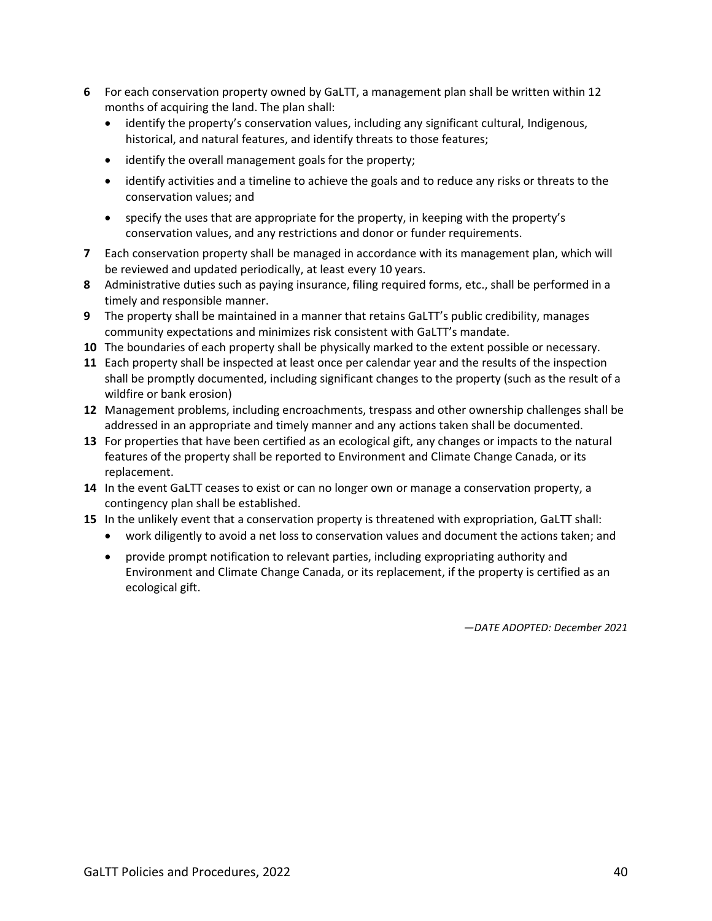**6** For each conservation property owned by GaLTT, a management plan shall be written within 12 months of acquiring the land. The plan shall:

- identify the property's conservation values, including any significant cultural, Indigenous, historical, and natural features, and identify threats to those features;
- identify the overall management goals for the property;
- identify activities and a timeline to achieve the goals and to reduce any risks or threats to the conservation values; and
- specify the uses that are appropriate for the property, in keeping with the property's conservation values, and any restrictions and donor or funder requirements.

**7** Each conservation property shall be managed in accordance with its management plan, which will be reviewed and updated periodically, at least every 10 years.

**8** Administrative duties such as paying insurance, filing required forms, etc., shall be performed in a timely and responsible manner.

**9** The property shall be maintained in a manner that retains GaLTT's public credibility, manages community expectations and minimizes risk consistent with GaLTT's mandate.

**10** The boundaries of each property shall be physically marked to the extent possible or necessary.

**11** Each property shall be inspected at least once per calendar year and the results of the inspection shall be promptly documented, including significant changes to the property (such as the result of a wildfire or bank erosion)

**12** Management problems, including encroachments, trespass and other ownership challenges shall be addressed in an appropriate and timely manner and any actions taken shall be documented.

**13** For properties that have been certified as an ecological gift, any changes or impacts to the natural features of the property shall be reported to Environment and Climate Change Canada, or its replacement.

**14** In the event GaLTT ceases to exist or can no longer own or manage a conservation property, a contingency plan shall be established.

**15** In the unlikely event that a conservation property is threatened with expropriation, GaLTT shall:

- work diligently to avoid a net loss to conservation values and document the actions taken; and
- provide prompt notification to relevant parties, including expropriating authority and Environment and Climate Change Canada, or its replacement, if the property is certified as an ecological gift.

*—DATE ADOPTED: December 2021*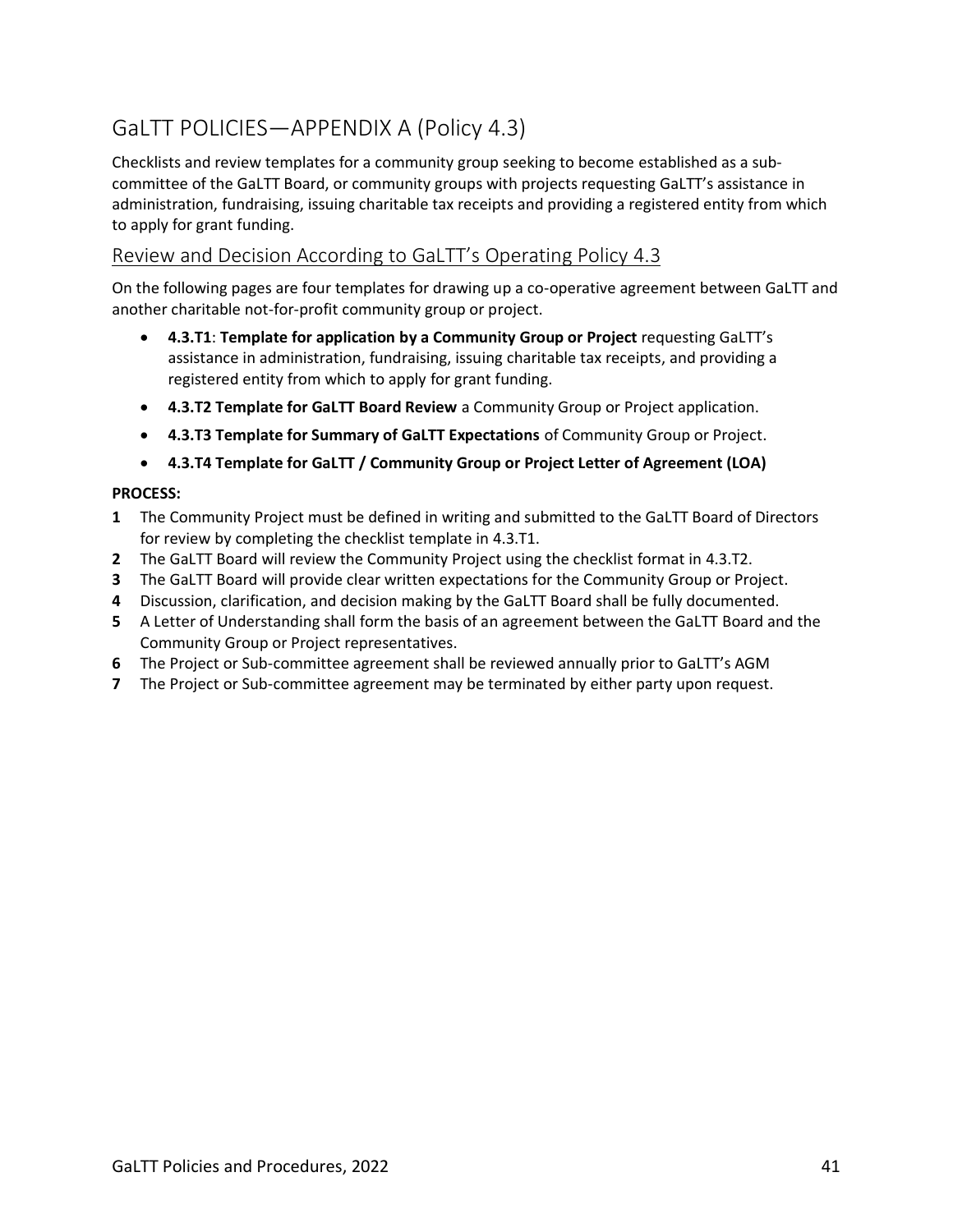# GaLTT POLICIES—APPENDIX A (Policy 4.3)

Checklists and review templates for a community group seeking to become established as a sub-committee of the GaLTT Board, or community groups with projects requesting GaLTT's assistance in administration, fundraising, issuing charitable tax receipts and providing a registered entity from which to apply for grant funding.

## Review and Decision According to GaLTT's Operating Policy 4.3

On the following pages are four templates for drawing up a co-operative agreement between GaLTT and another charitable not-for-profit community group or project.

- **4.3.T1**: **Template for application by a Community Group or Project** requesting GaLTT's assistance in administration, fundraising, issuing charitable tax receipts, and providing a registered entity from which to apply for grant funding.
- **4.3.T2 Template for GaLTT Board Review** a Community Group or Project application.
- **4.3.T3 Template for Summary of GaLTT Expectations** of Community Group or Project.
- **4.3.T4 Template for GaLTT / Community Group or Project Letter of Agreement (LOA)**

**PROCESS:**

1. The Community Project must be defined in writing and submitted to the GaLTT Board of Directors for review by completing the checklist template in 4.3.T1.
2. The GaLTT Board will review the Community Project using the checklist format in 4.3.T2.
3. The GaLTT Board will provide clear written expectations for the Community Group or Project.
4. Discussion, clarification, and decision making by the GaLTT Board shall be fully documented.
5. A Letter of Understanding shall form the basis of an agreement between the GaLTT Board and the Community Group or Project representatives.
6. The Project or Sub-committee agreement shall be reviewed annually prior to GaLTT's AGM
7. The Project or Sub-committee agreement may be terminated by either party upon request.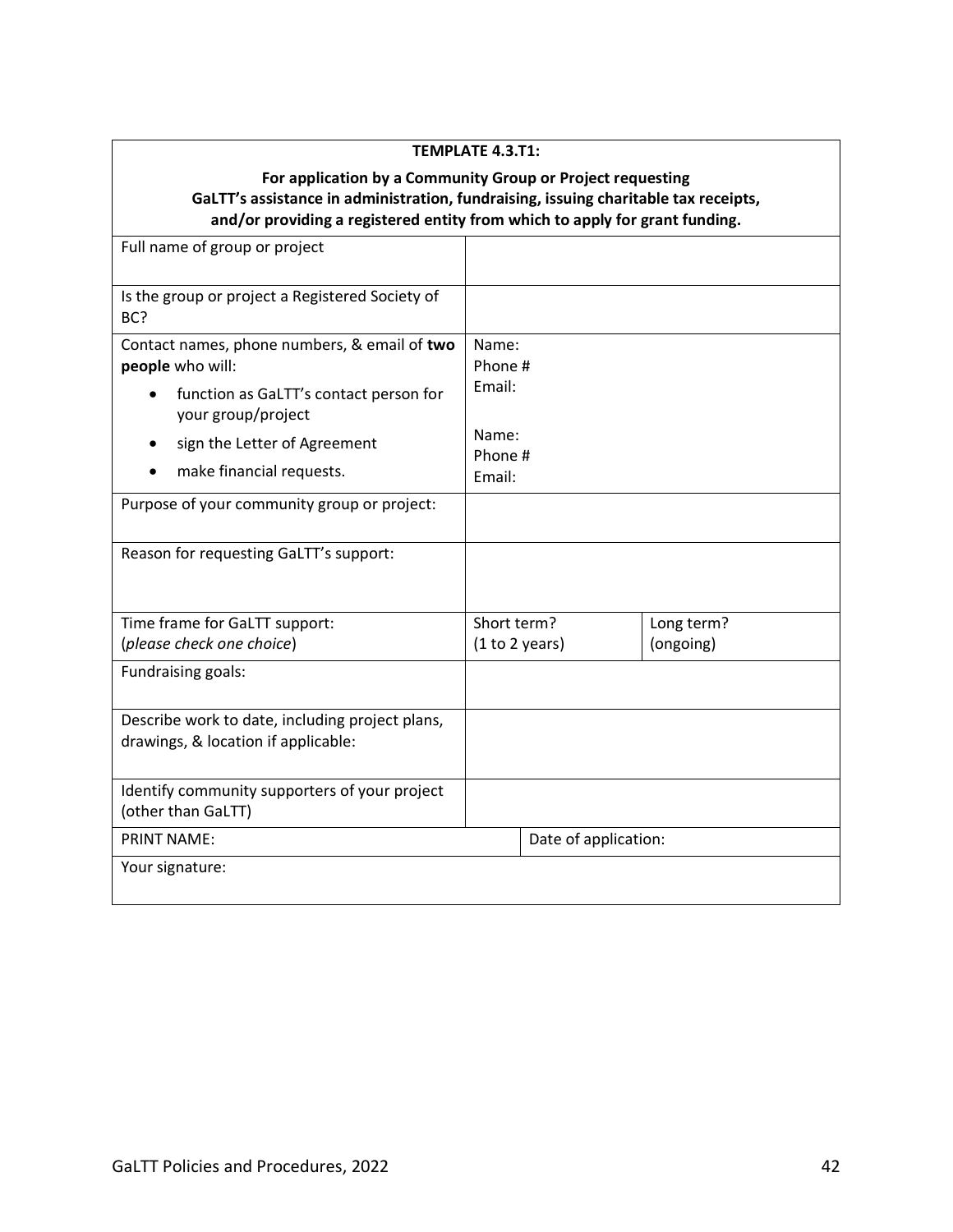**TEMPLATE 4.3.T1:**

**For application by a Community Group or Project requesting GaLTT's assistance in administration, fundraising, issuing charitable tax receipts, and/or providing a registered entity from which to apply for grant funding.**

| Field | | |
|---|---|---|
| Full name of group or project | | |
| Is the group or project a Registered Society of BC? | | |
| Contact names, phone numbers, & email of **two people** who will:<br>• function as GaLTT's contact person for your group/project<br>• sign the Letter of Agreement<br>• make financial requests. | Name:<br>Phone #<br>Email:<br><br>Name:<br>Phone #<br>Email: | |
| Purpose of your community group or project: | | |
| Reason for requesting GaLTT's support: | | |
| Time frame for GaLTT support:<br>(*please check one choice*) | Short term?<br>(1 to 2 years) | Long term?<br>(ongoing) |
| Fundraising goals: | | |
| Describe work to date, including project plans, drawings, & location if applicable: | | |
| Identify community supporters of your project (other than GaLTT) | | |
| PRINT NAME: | Date of application: | |
| Your signature: | | |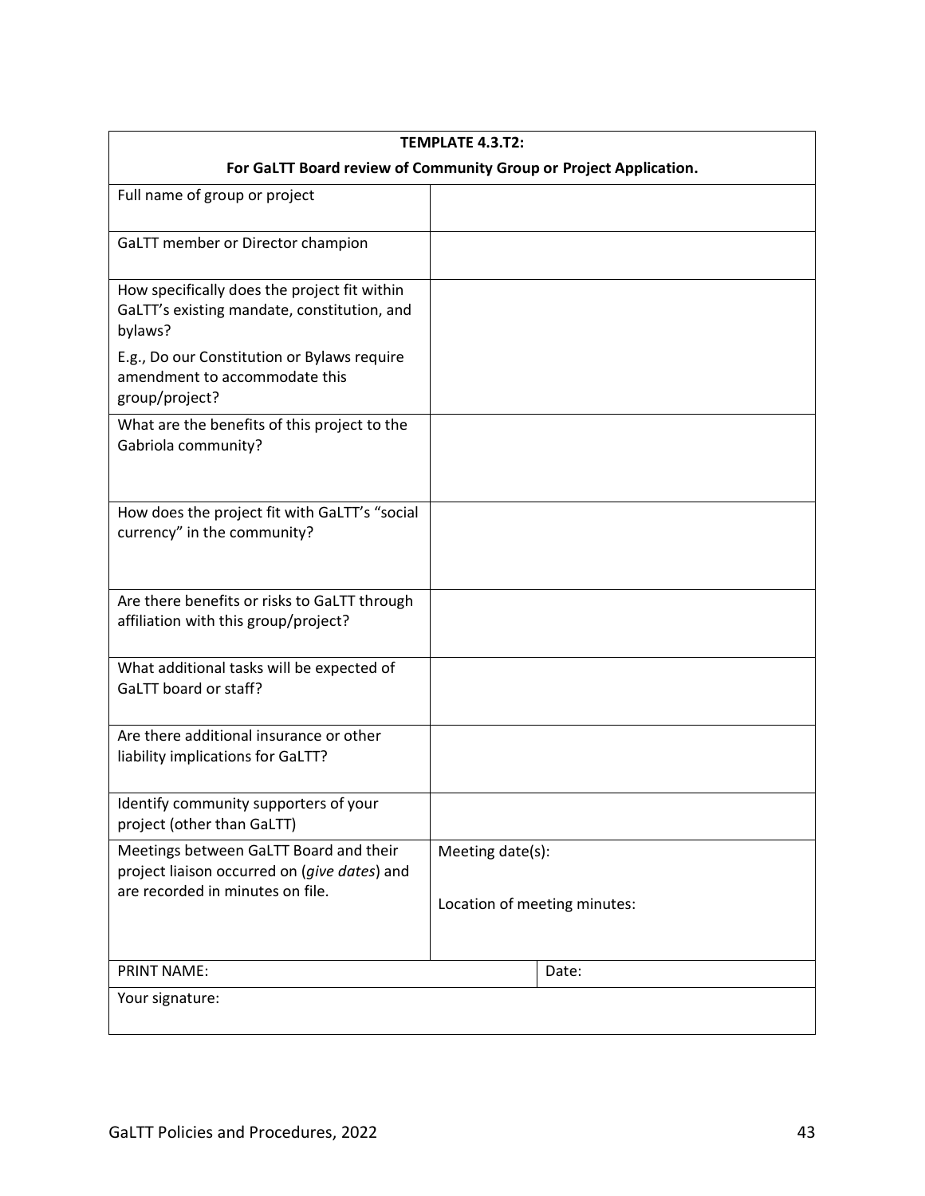| **TEMPLATE 4.3.T2:**<br>**For GaLTT Board review of Community Group or Project Application.** | | |
|---|---|---|
| Full name of group or project | | |
| GaLTT member or Director champion | | |
| How specifically does the project fit within GaLTT's existing mandate, constitution, and bylaws?<br><br>E.g., Do our Constitution or Bylaws require amendment to accommodate this group/project? | | |
| What are the benefits of this project to the Gabriola community? | | |
| How does the project fit with GaLTT's "social currency" in the community? | | |
| Are there benefits or risks to GaLTT through affiliation with this group/project? | | |
| What additional tasks will be expected of GaLTT board or staff? | | |
| Are there additional insurance or other liability implications for GaLTT? | | |
| Identify community supporters of your project (other than GaLTT) | | |
| Meetings between GaLTT Board and their project liaison occurred on (*give dates*) and are recorded in minutes on file. | Meeting date(s):<br><br>Location of meeting minutes: | |
| PRINT NAME: | | Date: |
| Your signature: | | |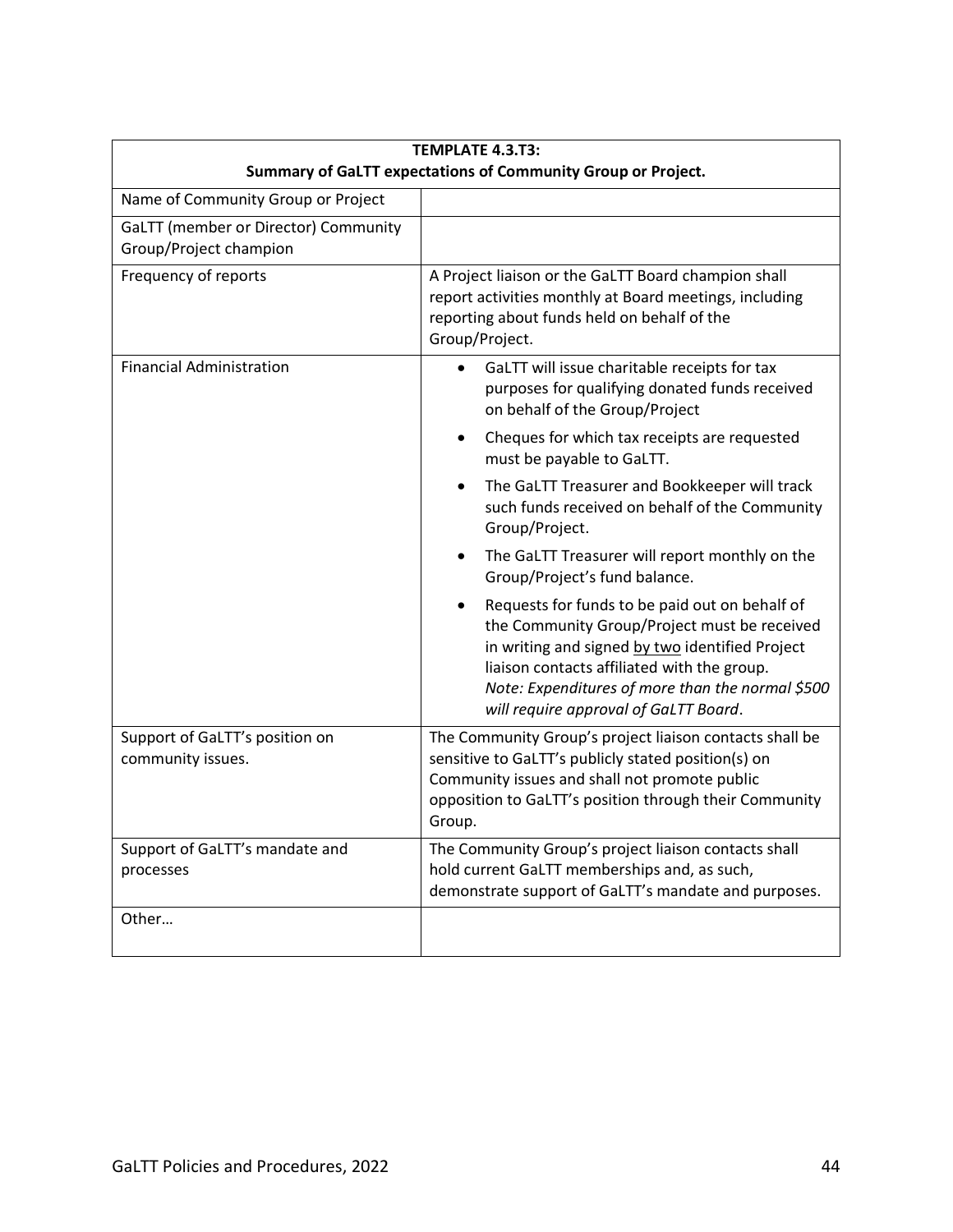| **TEMPLATE 4.3.T3:**<br>**Summary of GaLTT expectations of Community Group or Project.** | |
|---|---|
| Name of Community Group or Project | |
| GaLTT (member or Director) Community Group/Project champion | |
| Frequency of reports | A Project liaison or the GaLTT Board champion shall report activities monthly at Board meetings, including reporting about funds held on behalf of the Group/Project. |
| Financial Administration | • GaLTT will issue charitable receipts for tax purposes for qualifying donated funds received on behalf of the Group/Project<br>• Cheques for which tax receipts are requested must be payable to GaLTT.<br>• The GaLTT Treasurer and Bookkeeper will track such funds received on behalf of the Community Group/Project.<br>• The GaLTT Treasurer will report monthly on the Group/Project's fund balance.<br>• Requests for funds to be paid out on behalf of the Community Group/Project must be received in writing and signed by two identified Project liaison contacts affiliated with the group. *Note: Expenditures of more than the normal $500 will require approval of GaLTT Board*. |
| Support of GaLTT's position on community issues. | The Community Group's project liaison contacts shall be sensitive to GaLTT's publicly stated position(s) on Community issues and shall not promote public opposition to GaLTT's position through their Community Group. |
| Support of GaLTT's mandate and processes | The Community Group's project liaison contacts shall hold current GaLTT memberships and, as such, demonstrate support of GaLTT's mandate and purposes. |
| Other… | |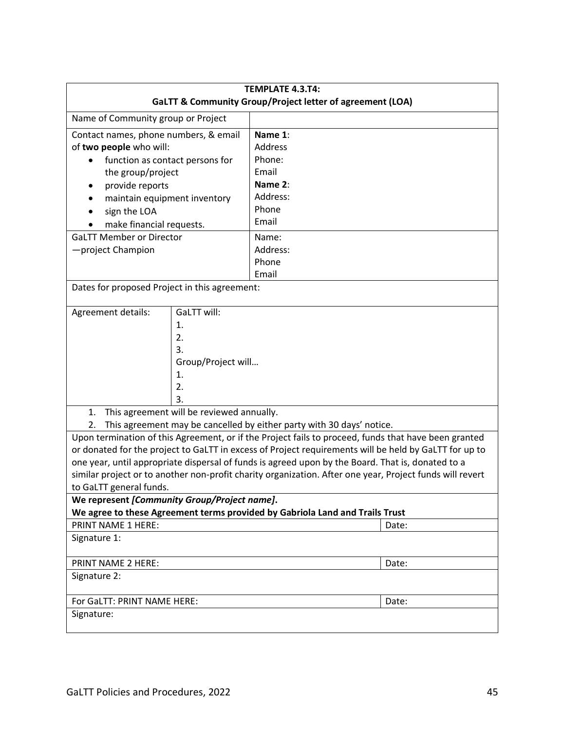| **TEMPLATE 4.3.T4: GaLTT & Community Group/Project letter of agreement (LOA)** | | |
|---|---|---|
| Name of Community group or Project | | |
| Contact names, phone numbers, & email of **two people** who will:<br>• function as contact persons for the group/project<br>• provide reports<br>• maintain equipment inventory<br>• sign the LOA<br>• make financial requests. | **Name 1**:<br>Address<br>Phone:<br>Email<br>**Name 2**:<br>Address:<br>Phone<br>Email | |
| GaLTT Member or Director —project Champion | Name:<br>Address:<br>Phone<br>Email | |
| Dates for proposed Project in this agreement: | | |
| Agreement details: | GaLTT will:<br>1.<br>2.<br>3.<br>Group/Project will…<br>1.<br>2.<br>3. | |
| 1. This agreement will be reviewed annually.<br>2. This agreement may be cancelled by either party with 30 days' notice. | | |
| Upon termination of this Agreement, or if the Project fails to proceed, funds that have been granted or donated for the project to GaLTT in excess of Project requirements will be held by GaLTT for up to one year, until appropriate dispersal of funds is agreed upon by the Board. That is, donated to a similar project or to another non-profit charity organization. After one year, Project funds will revert to GaLTT general funds. | | |
| **We represent *[Community Group/Project name]*.**<br>**We agree to these Agreement terms provided by Gabriola Land and Trails Trust** | | |
| PRINT NAME 1 HERE: | | Date: |
| Signature 1: | | |
| PRINT NAME 2 HERE: | | Date: |
| Signature 2: | | |
| For GaLTT: PRINT NAME HERE: | | Date: |
| Signature: | | |